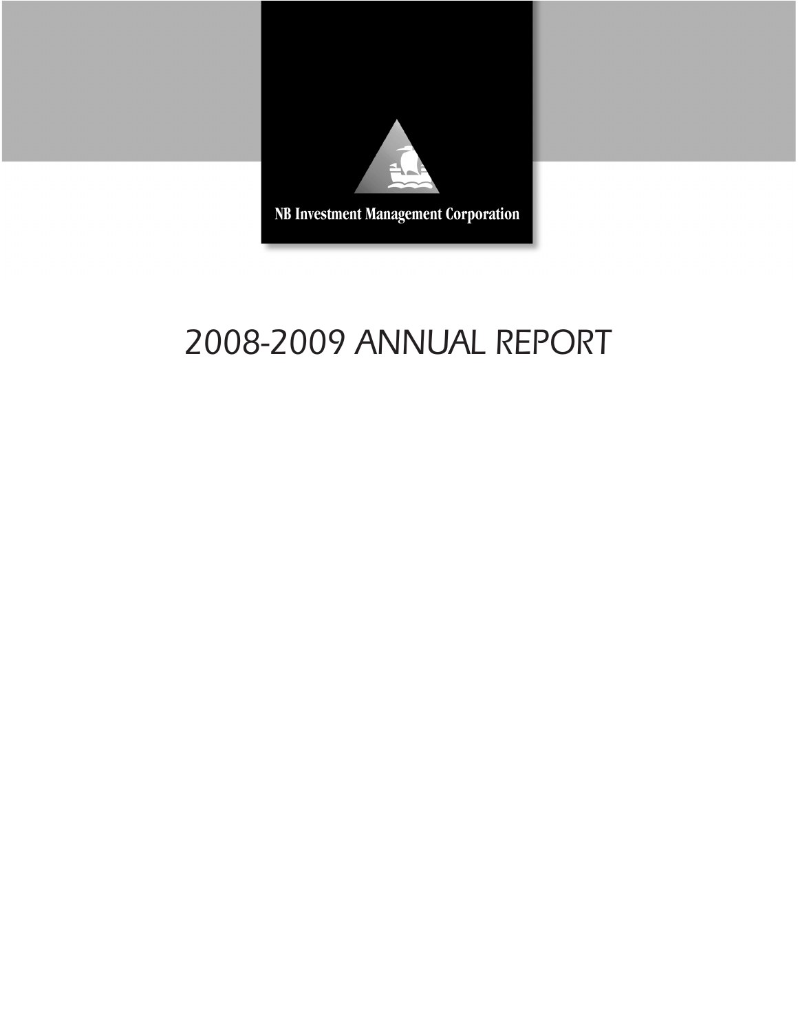NB Investment Management Corporation

# 2008-2009 ANNUAL REPORT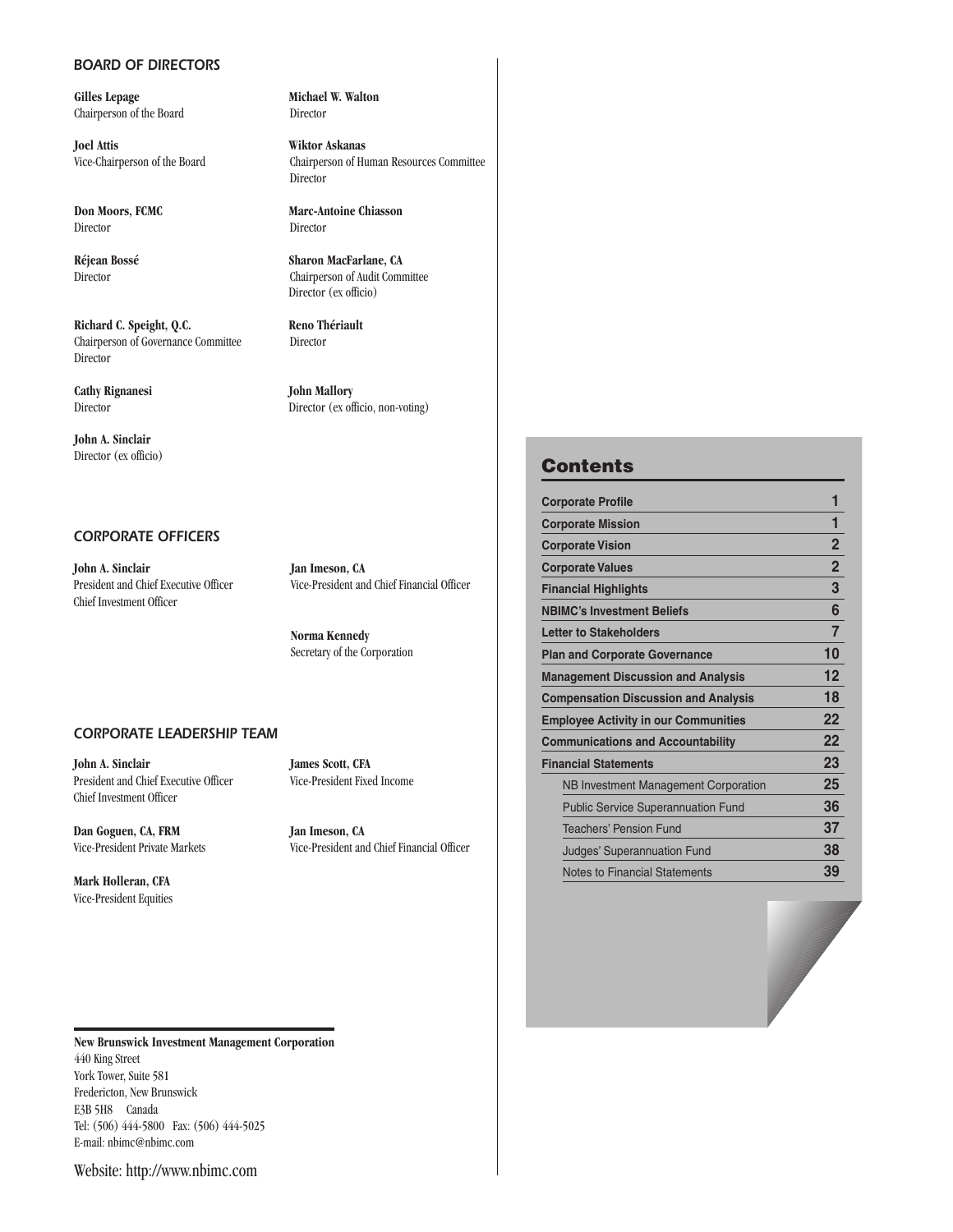## BOARD OF DIRECTORS

**Gilles Lepage**
Chairperson of the Board

**Joel Attis**
Vice-Chairperson of the Board

**Don Moors, FCMC**
Director

**Réjean Bossé**
Director

**Richard C. Speight, Q.C.**
Chairperson of Governance Committee
Director

**Cathy Rignanesi**
Director

**John A. Sinclair**
Director (ex officio)

**Michael W. Walton**
Director

**Wiktor Askanas**
Chairperson of Human Resources Committee
Director

**Marc-Antoine Chiasson**
Director

**Sharon MacFarlane, CA**
Chairperson of Audit Committee
Director (ex officio)

**Reno Thériault**
Director

**John Mallory**
Director (ex officio, non-voting)

## CORPORATE OFFICERS

**John A. Sinclair**
President and Chief Executive Officer
Chief Investment Officer

**Jan Imeson, CA**
Vice-President and Chief Financial Officer

**Norma Kennedy**
Secretary of the Corporation

## CORPORATE LEADERSHIP TEAM

**John A. Sinclair**
President and Chief Executive Officer
Chief Investment Officer

**Dan Goguen, CA, FRM**
Vice-President Private Markets

**Mark Holleran, CFA**
Vice-President Equities

**James Scott, CFA**
Vice-President Fixed Income

**Jan Imeson, CA**
Vice-President and Chief Financial Officer

**New Brunswick Investment Management Corporation**
440 King Street
York Tower, Suite 581
Fredericton, New Brunswick
E3B 5H8 Canada
Tel: (506) 444-5800 Fax: (506) 444-5025
E-mail: nbimc@nbimc.com

Website: http://www.nbimc.com

## Contents

| | |
|---|---|
| **Corporate Profile** | **1** |
| **Corporate Mission** | **1** |
| **Corporate Vision** | **2** |
| **Corporate Values** | **2** |
| **Financial Highlights** | **3** |
| **NBIMC's Investment Beliefs** | **6** |
| **Letter to Stakeholders** | **7** |
| **Plan and Corporate Governance** | **10** |
| **Management Discussion and Analysis** | **12** |
| **Compensation Discussion and Analysis** | **18** |
| **Employee Activity in our Communities** | **22** |
| **Communications and Accountability** | **22** |
| **Financial Statements** | **23** |
| NB Investment Management Corporation | **25** |
| Public Service Superannuation Fund | **36** |
| Teachers' Pension Fund | **37** |
| Judges' Superannuation Fund | **38** |
| Notes to Financial Statements | **39** |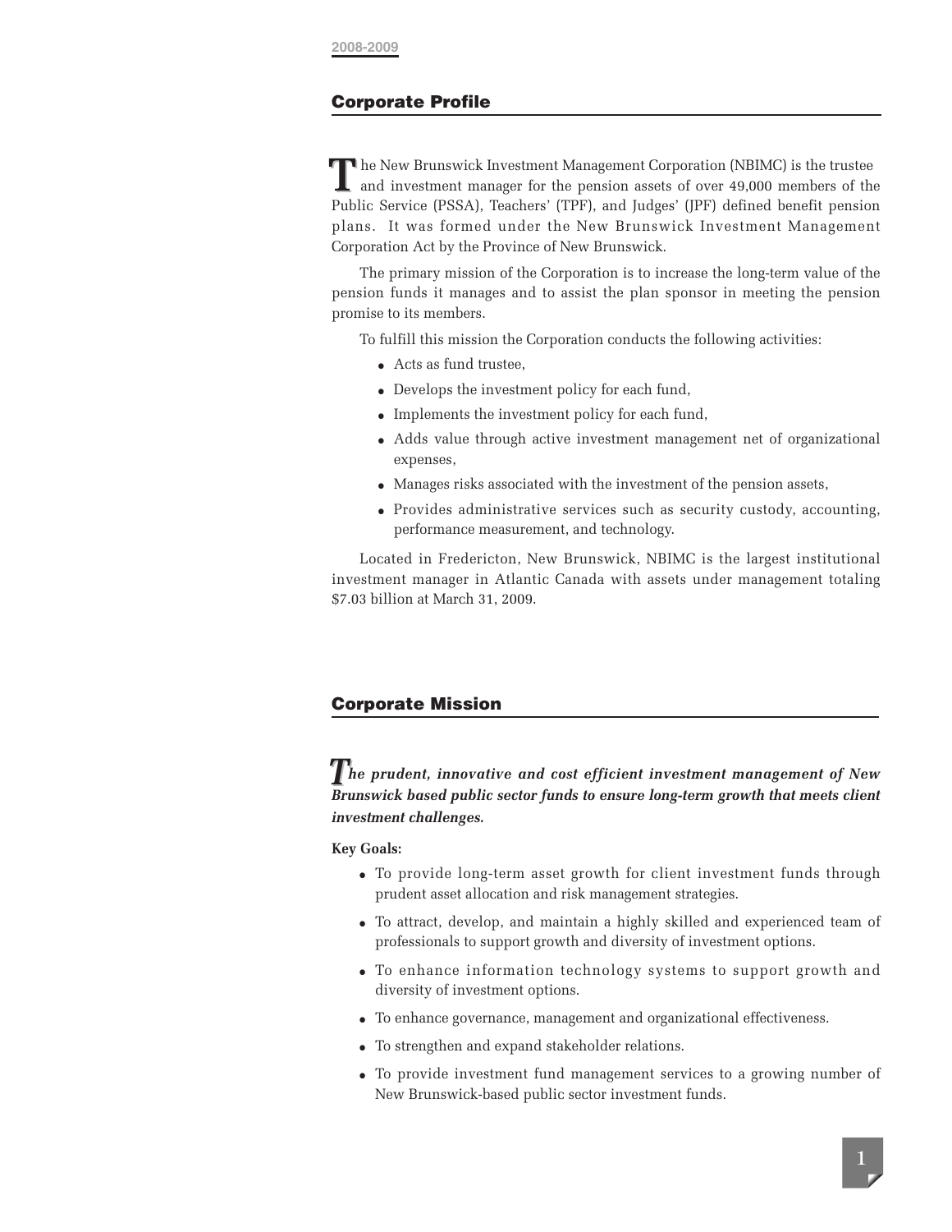## Corporate Profile

The New Brunswick Investment Management Corporation (NBIMC) is the trustee and investment manager for the pension assets of over 49,000 members of the Public Service (PSSA), Teachers' (TPF), and Judges' (JPF) defined benefit pension plans. It was formed under the New Brunswick Investment Management Corporation Act by the Province of New Brunswick.

The primary mission of the Corporation is to increase the long-term value of the pension funds it manages and to assist the plan sponsor in meeting the pension promise to its members.

To fulfill this mission the Corporation conducts the following activities:

- Acts as fund trustee,
- Develops the investment policy for each fund,
- Implements the investment policy for each fund,
- Adds value through active investment management net of organizational expenses,
- Manages risks associated with the investment of the pension assets,
- Provides administrative services such as security custody, accounting, performance measurement, and technology.

Located in Fredericton, New Brunswick, NBIMC is the largest institutional investment manager in Atlantic Canada with assets under management totaling $7.03 billion at March 31, 2009.

## Corporate Mission

***The prudent, innovative and cost efficient investment management of New Brunswick based public sector funds to ensure long-term growth that meets client investment challenges.***

**Key Goals:**

- To provide long-term asset growth for client investment funds through prudent asset allocation and risk management strategies.
- To attract, develop, and maintain a highly skilled and experienced team of professionals to support growth and diversity of investment options.
- To enhance information technology systems to support growth and diversity of investment options.
- To enhance governance, management and organizational effectiveness.
- To strengthen and expand stakeholder relations.
- To provide investment fund management services to a growing number of New Brunswick-based public sector investment funds.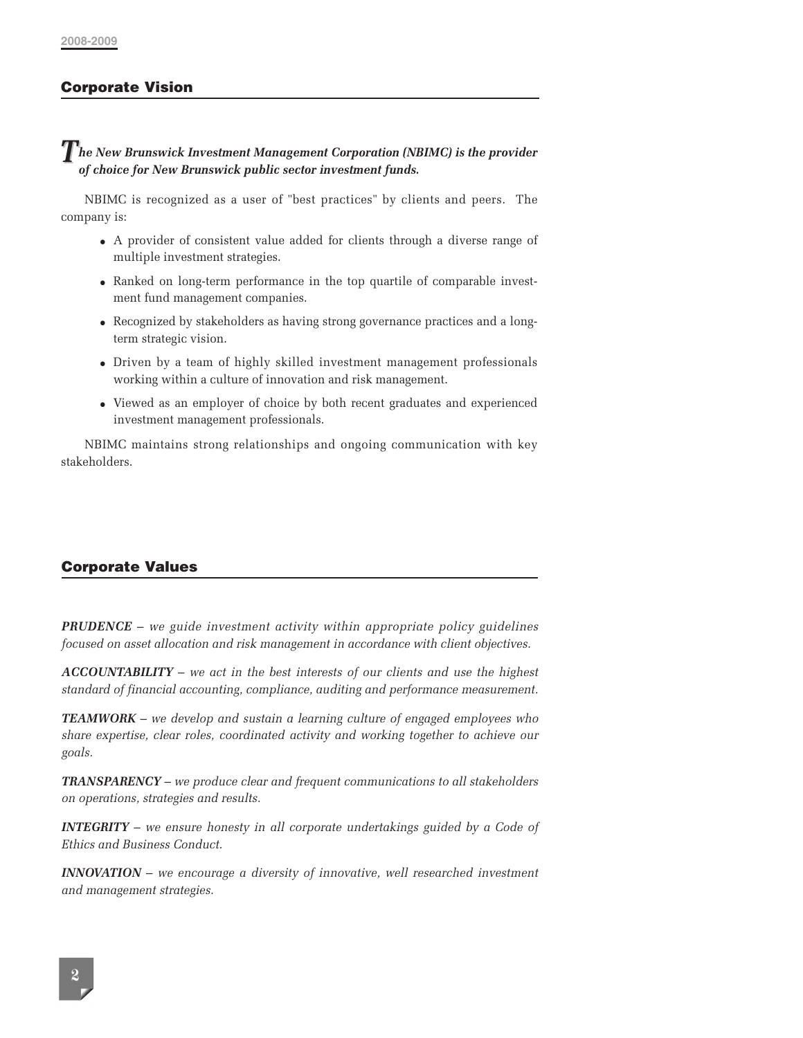## Corporate Vision

***The New Brunswick Investment Management Corporation (NBIMC) is the provider of choice for New Brunswick public sector investment funds.***

NBIMC is recognized as a user of "best practices" by clients and peers. The company is:

- A provider of consistent value added for clients through a diverse range of multiple investment strategies.
- Ranked on long-term performance in the top quartile of comparable investment fund management companies.
- Recognized by stakeholders as having strong governance practices and a long-term strategic vision.
- Driven by a team of highly skilled investment management professionals working within a culture of innovation and risk management.
- Viewed as an employer of choice by both recent graduates and experienced investment management professionals.

NBIMC maintains strong relationships and ongoing communication with key stakeholders.

## Corporate Values

***PRUDENCE*** *– we guide investment activity within appropriate policy guidelines focused on asset allocation and risk management in accordance with client objectives.*

***ACCOUNTABILITY*** *– we act in the best interests of our clients and use the highest standard of financial accounting, compliance, auditing and performance measurement.*

***TEAMWORK*** *– we develop and sustain a learning culture of engaged employees who share expertise, clear roles, coordinated activity and working together to achieve our goals.*

***TRANSPARENCY*** *– we produce clear and frequent communications to all stakeholders on operations, strategies and results.*

***INTEGRITY*** *– we ensure honesty in all corporate undertakings guided by a Code of Ethics and Business Conduct.*

***INNOVATION*** *– we encourage a diversity of innovative, well researched investment and management strategies.*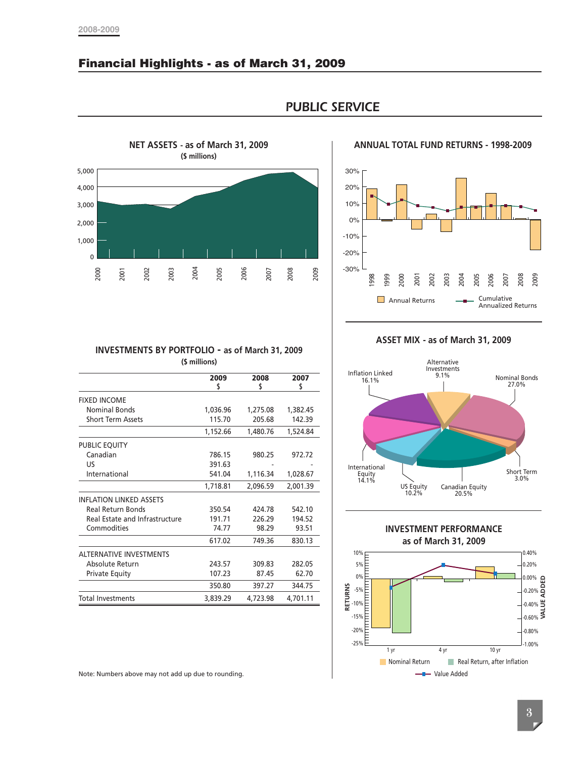## Financial Highlights - as of March 31, 2009

## PUBLIC SERVICE

### NET ASSETS - as of March 31, 2009

($ millions)

5,000
4,000
3,000
2,000
1,000
0

2000 2001 2002 2003 2004 2005 2006 2007 2008 2009

### ANNUAL TOTAL FUND RETURNS - 1998-2009

30%
20%
10%
0%
-10%
-20%
-30%

1998 1999 2000 2001 2002 2003 2004 2005 2006 2007 2008 2009

Annual Returns
Cumulative Annualized Returns

### INVESTMENTS BY PORTFOLIO - as of March 31, 2009

($ millions)

| | 2009 $ | 2008 $ | 2007 $ |
|---|---|---|---|
| FIXED INCOME | | | |
| Nominal Bonds | 1,036.96 | 1,275.08 | 1,382.45 |
| Short Term Assets | 115.70 | 205.68 | 142.39 |
| | 1,152.66 | 1,480.76 | 1,524.84 |
| PUBLIC EQUITY | | | |
| Canadian | 786.15 | 980.25 | 972.72 |
| US | 391.63 | - | - |
| International | 541.04 | 1,116.34 | 1,028.67 |
| | 1,718.81 | 2,096.59 | 2,001.39 |
| INFLATION LINKED ASSETS | | | |
| Real Return Bonds | 350.54 | 424.78 | 542.10 |
| Real Estate and Infrastructure | 191.71 | 226.29 | 194.52 |
| Commodities | 74.77 | 98.29 | 93.51 |
| | 617.02 | 749.36 | 830.13 |
| ALTERNATIVE INVESTMENTS | | | |
| Absolute Return | 243.57 | 309.83 | 282.05 |
| Private Equity | 107.23 | 87.45 | 62.70 |
| | 350.80 | 397.27 | 344.75 |
| Total Investments | 3,839.29 | 4,723.98 | 4,701.11 |

Note: Numbers above may not add up due to rounding.

### ASSET MIX - as of March 31, 2009

Alternative Investments 9.1%
Inflation Linked 16.1%
Nominal Bonds 27.0%
International Equity 14.1%
Short Term 3.0%
US Equity 10.2%
Canadian Equity 20.5%

### INVESTMENT PERFORMANCE as of March 31, 2009

RETURNS
10%
5%
0%
-5%
-10%
-15%
-20%
-25%

VALUE ADDED
0.40%
0.20%
0.00%
-0.20%
-0.40%
-0.60%
-0.80%
-1.00%

1 yr 4 yr 10 yr

Nominal Return
Real Return, after Inflation
Value Added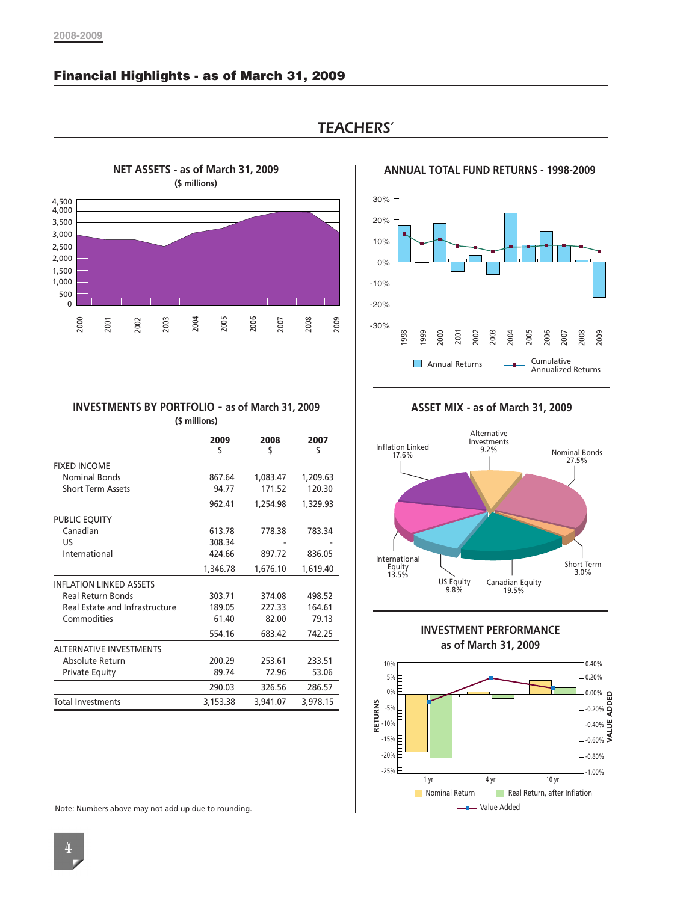## Financial Highlights - as of March 31, 2009

# TEACHERS'

### NET ASSETS - as of March 31, 2009

($ millions)

4,500
4,000
3,500
3,000
2,500
2,000
1,500
1,000
500
0

2000 2001 2002 2003 2004 2005 2006 2007 2008 2009

### ANNUAL TOTAL FUND RETURNS - 1998-2009

30%
20%
10%
0%
-10%
-20%
-30%

1998 1999 2000 2001 2002 2003 2004 2005 2006 2007 2008 2009

Annual Returns
Cumulative Annualized Returns

### INVESTMENTS BY PORTFOLIO - as of March 31, 2009

($ millions)

| | 2009 $ | 2008 $ | 2007 $ |
|---|---|---|---|
| FIXED INCOME | | | |
| Nominal Bonds | 867.64 | 1,083.47 | 1,209.63 |
| Short Term Assets | 94.77 | 171.52 | 120.30 |
| | 962.41 | 1,254.98 | 1,329.93 |
| PUBLIC EQUITY | | | |
| Canadian | 613.78 | 778.38 | 783.34 |
| US | 308.34 | - | - |
| International | 424.66 | 897.72 | 836.05 |
| | 1,346.78 | 1,676.10 | 1,619.40 |
| INFLATION LINKED ASSETS | | | |
| Real Return Bonds | 303.71 | 374.08 | 498.52 |
| Real Estate and Infrastructure | 189.05 | 227.33 | 164.61 |
| Commodities | 61.40 | 82.00 | 79.13 |
| | 554.16 | 683.42 | 742.25 |
| ALTERNATIVE INVESTMENTS | | | |
| Absolute Return | 200.29 | 253.61 | 233.51 |
| Private Equity | 89.74 | 72.96 | 53.06 |
| | 290.03 | 326.56 | 286.57 |
| Total Investments | 3,153.38 | 3,941.07 | 3,978.15 |

Note: Numbers above may not add up due to rounding.

### ASSET MIX - as of March 31, 2009

Alternative Investments 9.2%
Inflation Linked 17.6%
Nominal Bonds 27.5%
International Equity 13.5%
US Equity 9.8%
Canadian Equity 19.5%
Short Term 3.0%

### INVESTMENT PERFORMANCE as of March 31, 2009

RETURNS
10%
5%
0%
-5%
-10%
-15%
-20%
-25%

VALUE ADDED
0.40%
0.20%
0.00%
-0.20%
-0.40%
-0.60%
-0.80%
-1.00%

1 yr 4 yr 10 yr

Nominal Return
Real Return, after Inflation
Value Added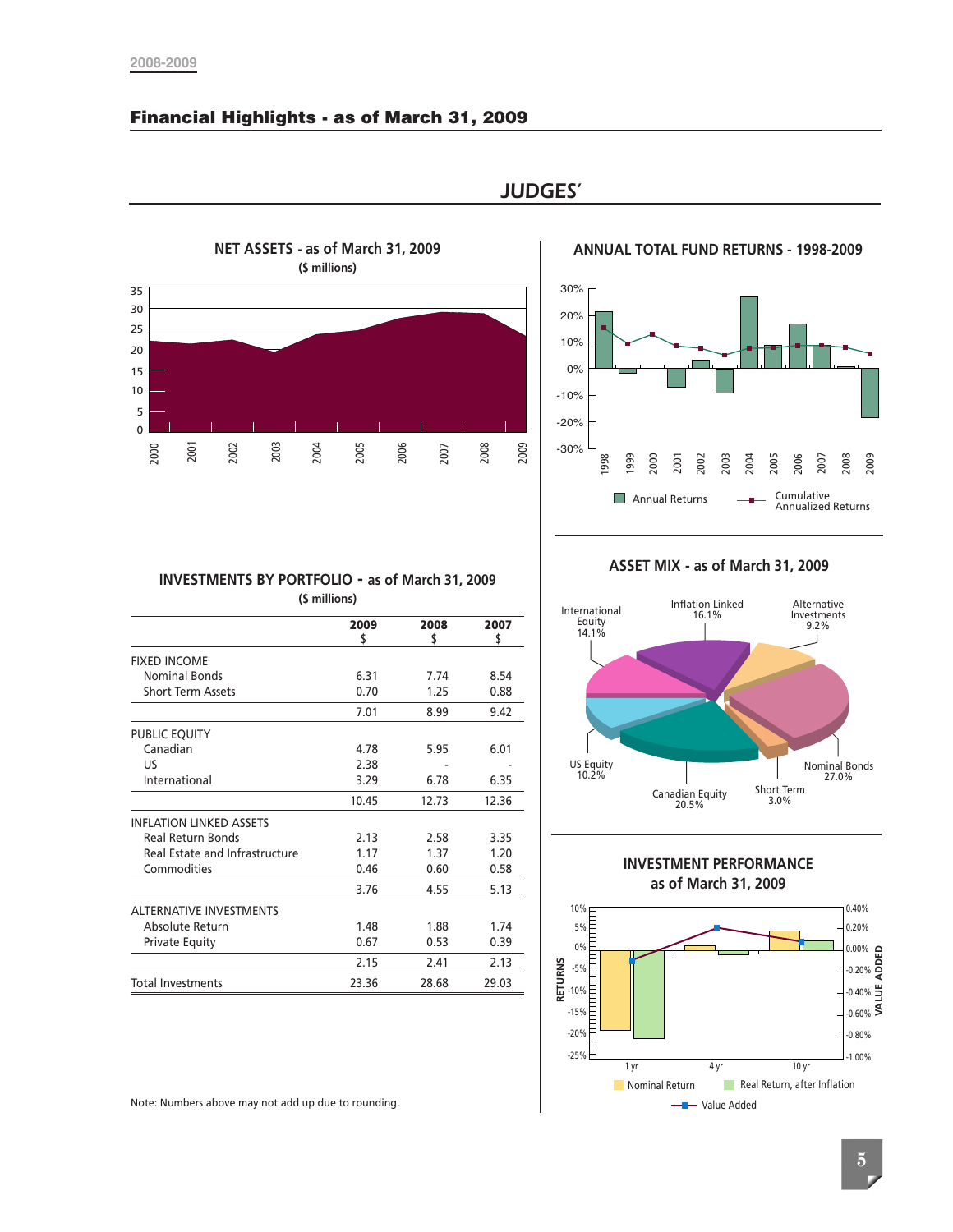## Financial Highlights - as of March 31, 2009

### JUDGES'

**NET ASSETS - as of March 31, 2009**
($ millions)

35
30
25
20
15
10
5
0

2000 2001 2002 2003 2004 2005 2006 2007 2008 2009

**ANNUAL TOTAL FUND RETURNS - 1998-2009**

30%
20%
10%
0%
-10%
-20%
-30%

1998 1999 2000 2001 2002 2003 2004 2005 2006 2007 2008 2009

Annual Returns
Cumulative Annualized Returns

**INVESTMENTS BY PORTFOLIO - as of March 31, 2009**
($ millions)

| | 2009 $ | 2008 $ | 2007 $ |
|---|---|---|---|
| FIXED INCOME | | | |
| Nominal Bonds | 6.31 | 7.74 | 8.54 |
| Short Term Assets | 0.70 | 1.25 | 0.88 |
| | 7.01 | 8.99 | 9.42 |
| PUBLIC EQUITY | | | |
| Canadian | 4.78 | 5.95 | 6.01 |
| US | 2.38 | - | - |
| International | 3.29 | 6.78 | 6.35 |
| | 10.45 | 12.73 | 12.36 |
| INFLATION LINKED ASSETS | | | |
| Real Return Bonds | 2.13 | 2.58 | 3.35 |
| Real Estate and Infrastructure | 1.17 | 1.37 | 1.20 |
| Commodities | 0.46 | 0.60 | 0.58 |
| | 3.76 | 4.55 | 5.13 |
| ALTERNATIVE INVESTMENTS | | | |
| Absolute Return | 1.48 | 1.88 | 1.74 |
| Private Equity | 0.67 | 0.53 | 0.39 |
| | 2.15 | 2.41 | 2.13 |
| Total Investments | 23.36 | 28.68 | 29.03 |

Note: Numbers above may not add up due to rounding.

**ASSET MIX - as of March 31, 2009**

International Equity 14.1%
Inflation Linked 16.1%
Alternative Investments 9.2%
US Equity 10.2%
Nominal Bonds 27.0%
Canadian Equity 20.5%
Short Term 3.0%

**INVESTMENT PERFORMANCE as of March 31, 2009**

RETURNS
10%
5%
0%
-5%
-10%
-15%
-20%
-25%

VALUE ADDED
0.40%
0.20%
0.00%
-0.20%
-0.40%
-0.60%
-0.80%
-1.00%

1 yr 4 yr 10 yr

Nominal Return
Real Return, after Inflation
Value Added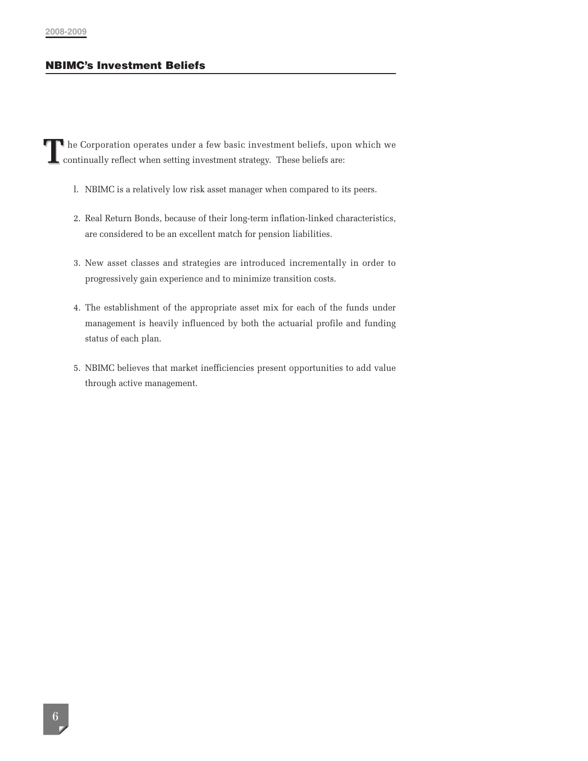## NBIMC's Investment Beliefs

The Corporation operates under a few basic investment beliefs, upon which we continually reflect when setting investment strategy. These beliefs are:

1. NBIMC is a relatively low risk asset manager when compared to its peers.
2. Real Return Bonds, because of their long-term inflation-linked characteristics, are considered to be an excellent match for pension liabilities.
3. New asset classes and strategies are introduced incrementally in order to progressively gain experience and to minimize transition costs.
4. The establishment of the appropriate asset mix for each of the funds under management is heavily influenced by both the actuarial profile and funding status of each plan.
5. NBIMC believes that market inefficiencies present opportunities to add value through active management.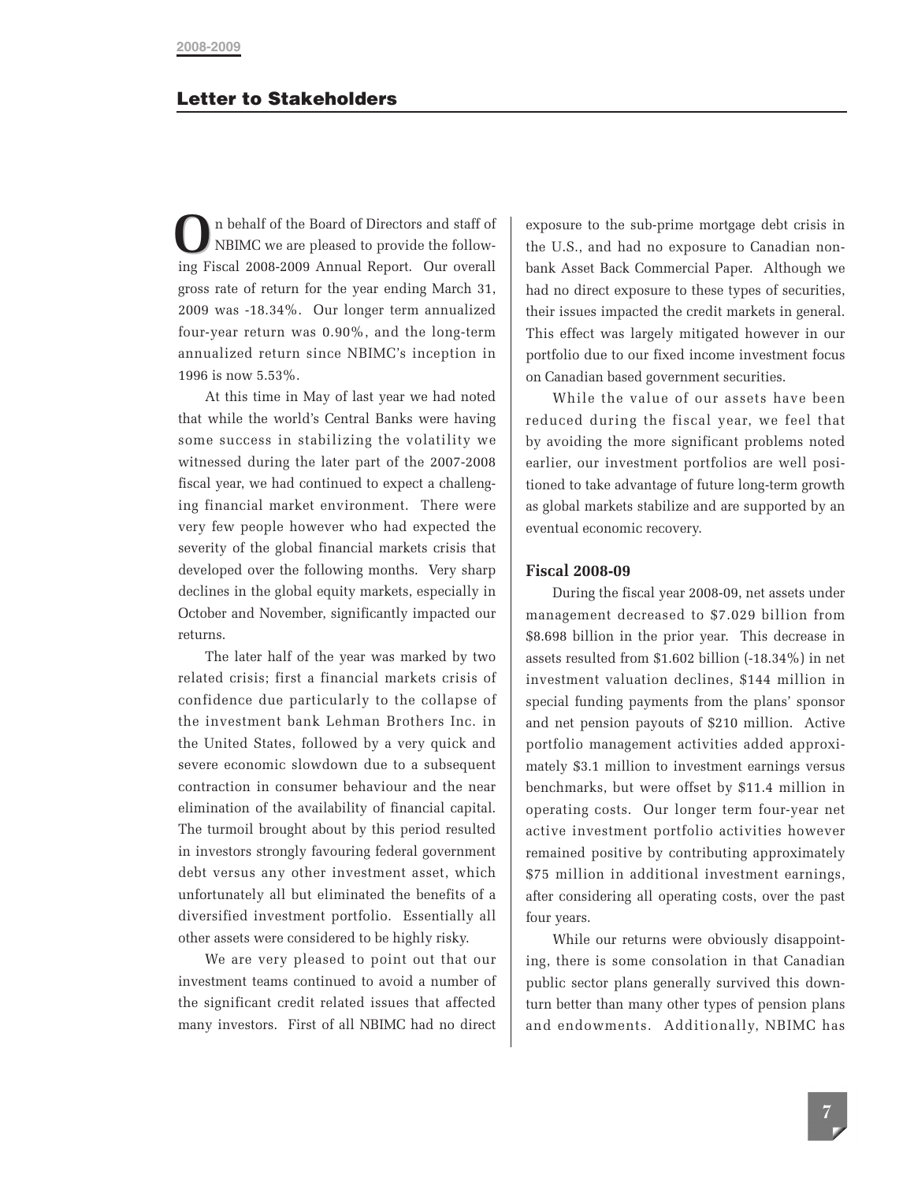## Letter to Stakeholders

On behalf of the Board of Directors and staff of NBIMC we are pleased to provide the following Fiscal 2008-2009 Annual Report. Our overall gross rate of return for the year ending March 31, 2009 was -18.34%. Our longer term annualized four-year return was 0.90%, and the long-term annualized return since NBIMC's inception in 1996 is now 5.53%.

At this time in May of last year we had noted that while the world's Central Banks were having some success in stabilizing the volatility we witnessed during the later part of the 2007-2008 fiscal year, we had continued to expect a challenging financial market environment. There were very few people however who had expected the severity of the global financial markets crisis that developed over the following months. Very sharp declines in the global equity markets, especially in October and November, significantly impacted our returns.

The later half of the year was marked by two related crisis; first a financial markets crisis of confidence due particularly to the collapse of the investment bank Lehman Brothers Inc. in the United States, followed by a very quick and severe economic slowdown due to a subsequent contraction in consumer behaviour and the near elimination of the availability of financial capital. The turmoil brought about by this period resulted in investors strongly favouring federal government debt versus any other investment asset, which unfortunately all but eliminated the benefits of a diversified investment portfolio. Essentially all other assets were considered to be highly risky.

We are very pleased to point out that our investment teams continued to avoid a number of the significant credit related issues that affected many investors. First of all NBIMC had no direct exposure to the sub-prime mortgage debt crisis in the U.S., and had no exposure to Canadian non-bank Asset Back Commercial Paper. Although we had no direct exposure to these types of securities, their issues impacted the credit markets in general. This effect was largely mitigated however in our portfolio due to our fixed income investment focus on Canadian based government securities.

While the value of our assets have been reduced during the fiscal year, we feel that by avoiding the more significant problems noted earlier, our investment portfolios are well positioned to take advantage of future long-term growth as global markets stabilize and are supported by an eventual economic recovery.

### Fiscal 2008-09

During the fiscal year 2008-09, net assets under management decreased to $7.029 billion from $8.698 billion in the prior year. This decrease in assets resulted from $1.602 billion (-18.34%) in net investment valuation declines, $144 million in special funding payments from the plans' sponsor and net pension payouts of $210 million. Active portfolio management activities added approximately $3.1 million to investment earnings versus benchmarks, but were offset by $11.4 million in operating costs. Our longer term four-year net active investment portfolio activities however remained positive by contributing approximately $75 million in additional investment earnings, after considering all operating costs, over the past four years.

While our returns were obviously disappointing, there is some consolation in that Canadian public sector plans generally survived this downturn better than many other types of pension plans and endowments. Additionally, NBIMC has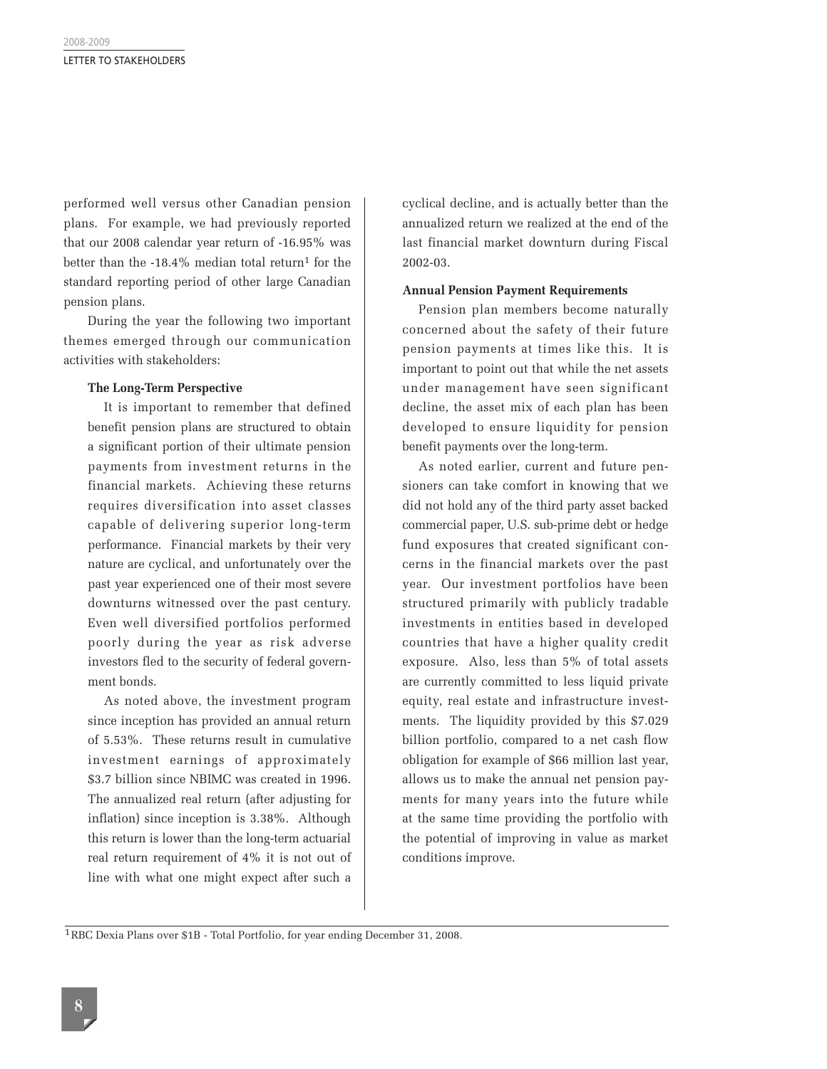performed well versus other Canadian pension plans. For example, we had previously reported that our 2008 calendar year return of -16.95% was better than the -18.4% median total return[1] for the standard reporting period of other large Canadian pension plans.

During the year the following two important themes emerged through our communication activities with stakeholders:

**The Long-Term Perspective**

It is important to remember that defined benefit pension plans are structured to obtain a significant portion of their ultimate pension payments from investment returns in the financial markets. Achieving these returns requires diversification into asset classes capable of delivering superior long-term performance. Financial markets by their very nature are cyclical, and unfortunately over the past year experienced one of their most severe downturns witnessed over the past century. Even well diversified portfolios performed poorly during the year as risk adverse investors fled to the security of federal government bonds.

As noted above, the investment program since inception has provided an annual return of 5.53%. These returns result in cumulative investment earnings of approximately $3.7 billion since NBIMC was created in 1996. The annualized real return (after adjusting for inflation) since inception is 3.38%. Although this return is lower than the long-term actuarial real return requirement of 4% it is not out of line with what one might expect after such a cyclical decline, and is actually better than the annualized return we realized at the end of the last financial market downturn during Fiscal 2002-03.

**Annual Pension Payment Requirements**

Pension plan members become naturally concerned about the safety of their future pension payments at times like this. It is important to point out that while the net assets under management have seen significant decline, the asset mix of each plan has been developed to ensure liquidity for pension benefit payments over the long-term.

As noted earlier, current and future pensioners can take comfort in knowing that we did not hold any of the third party asset backed commercial paper, U.S. sub-prime debt or hedge fund exposures that created significant concerns in the financial markets over the past year. Our investment portfolios have been structured primarily with publicly tradable investments in entities based in developed countries that have a higher quality credit exposure. Also, less than 5% of total assets are currently committed to less liquid private equity, real estate and infrastructure investments. The liquidity provided by this $7.029 billion portfolio, compared to a net cash flow obligation for example of $66 million last year, allows us to make the annual net pension payments for many years into the future while at the same time providing the portfolio with the potential of improving in value as market conditions improve.

[1] RBC Dexia Plans over $1B - Total Portfolio, for year ending December 31, 2008.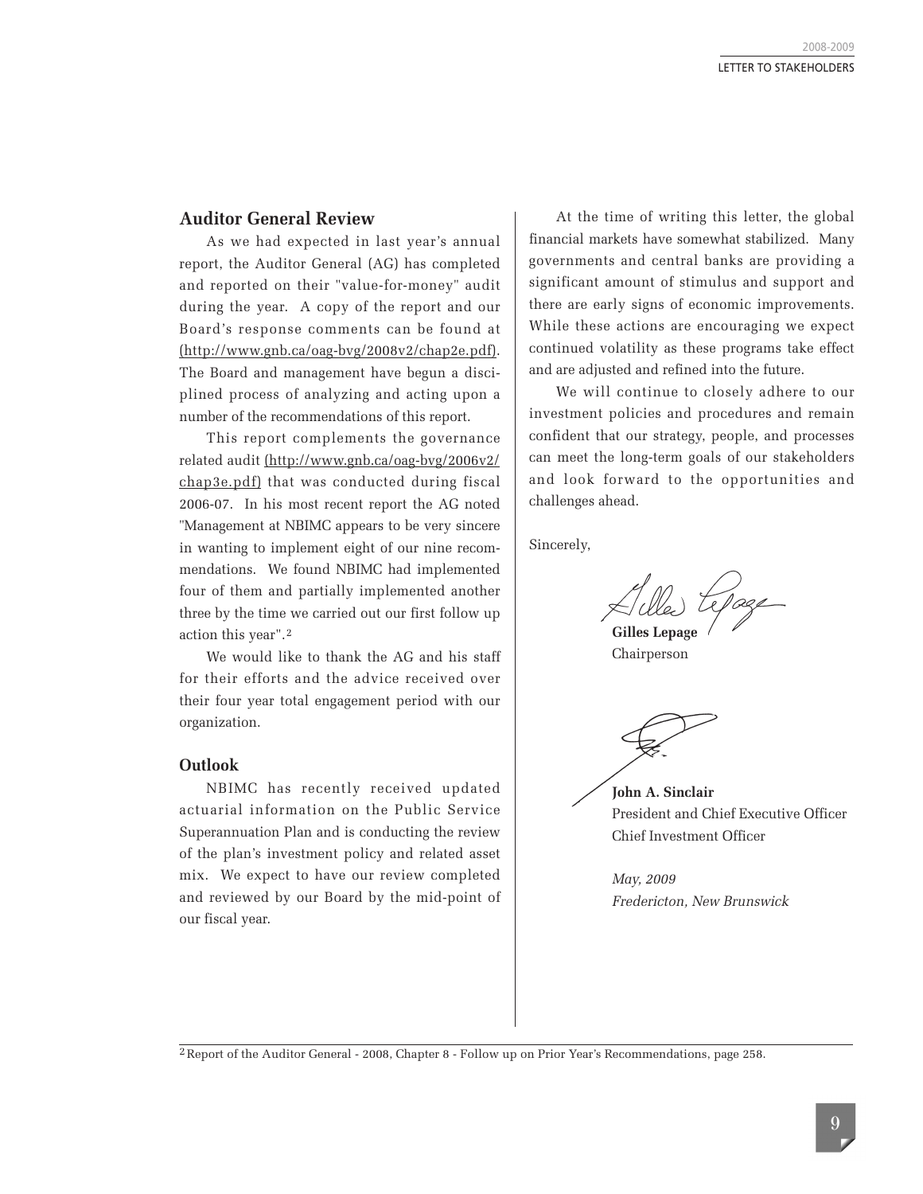## Auditor General Review

As we had expected in last year's annual report, the Auditor General (AG) has completed and reported on their "value-for-money" audit during the year. A copy of the report and our Board's response comments can be found at (http://www.gnb.ca/oag-bvg/2008v2/chap2e.pdf). The Board and management have begun a disciplined process of analyzing and acting upon a number of the recommendations of this report.

This report complements the governance related audit (http://www.gnb.ca/oag-bvg/2006v2/chap3e.pdf) that was conducted during fiscal 2006-07. In his most recent report the AG noted "Management at NBIMC appears to be very sincere in wanting to implement eight of our nine recommendations. We found NBIMC had implemented four of them and partially implemented another three by the time we carried out our first follow up action this year".[2]

We would like to thank the AG and his staff for their efforts and the advice received over their four year total engagement period with our organization.

## Outlook

NBIMC has recently received updated actuarial information on the Public Service Superannuation Plan and is conducting the review of the plan's investment policy and related asset mix. We expect to have our review completed and reviewed by our Board by the mid-point of our fiscal year.

At the time of writing this letter, the global financial markets have somewhat stabilized. Many governments and central banks are providing a significant amount of stimulus and support and there are early signs of economic improvements. While these actions are encouraging we expect continued volatility as these programs take effect and are adjusted and refined into the future.

We will continue to closely adhere to our investment policies and procedures and remain confident that our strategy, people, and processes can meet the long-term goals of our stakeholders and look forward to the opportunities and challenges ahead.

Sincerely,

**Gilles Lepage**
Chairperson

**John A. Sinclair**
President and Chief Executive Officer
Chief Investment Officer

*May, 2009*
*Fredericton, New Brunswick*

[2] Report of the Auditor General - 2008, Chapter 8 - Follow up on Prior Year's Recommendations, page 258.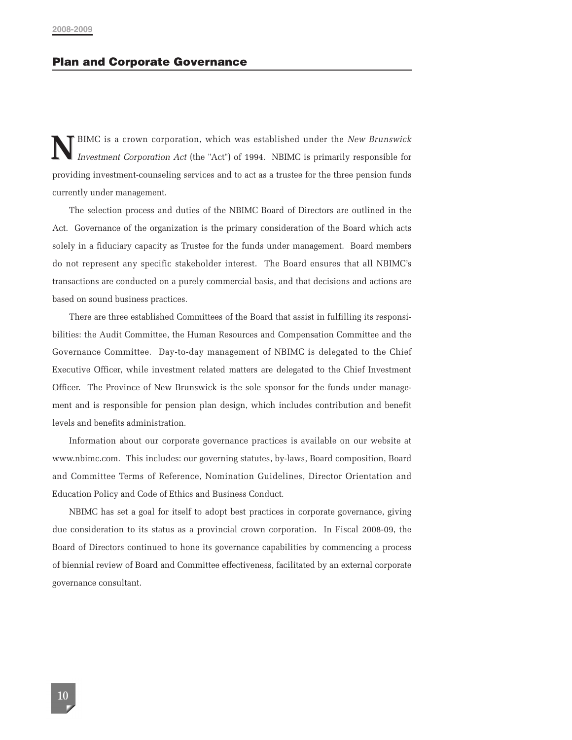## Plan and Corporate Governance

NBIMC is a crown corporation, which was established under the *New Brunswick Investment Corporation Act* (the "Act") of 1994. NBIMC is primarily responsible for providing investment-counseling services and to act as a trustee for the three pension funds currently under management.

The selection process and duties of the NBIMC Board of Directors are outlined in the Act. Governance of the organization is the primary consideration of the Board which acts solely in a fiduciary capacity as Trustee for the funds under management. Board members do not represent any specific stakeholder interest. The Board ensures that all NBIMC's transactions are conducted on a purely commercial basis, and that decisions and actions are based on sound business practices.

There are three established Committees of the Board that assist in fulfilling its responsibilities: the Audit Committee, the Human Resources and Compensation Committee and the Governance Committee. Day-to-day management of NBIMC is delegated to the Chief Executive Officer, while investment related matters are delegated to the Chief Investment Officer. The Province of New Brunswick is the sole sponsor for the funds under management and is responsible for pension plan design, which includes contribution and benefit levels and benefits administration.

Information about our corporate governance practices is available on our website at www.nbimc.com. This includes: our governing statutes, by-laws, Board composition, Board and Committee Terms of Reference, Nomination Guidelines, Director Orientation and Education Policy and Code of Ethics and Business Conduct.

NBIMC has set a goal for itself to adopt best practices in corporate governance, giving due consideration to its status as a provincial crown corporation. In Fiscal 2008-09, the Board of Directors continued to hone its governance capabilities by commencing a process of biennial review of Board and Committee effectiveness, facilitated by an external corporate governance consultant.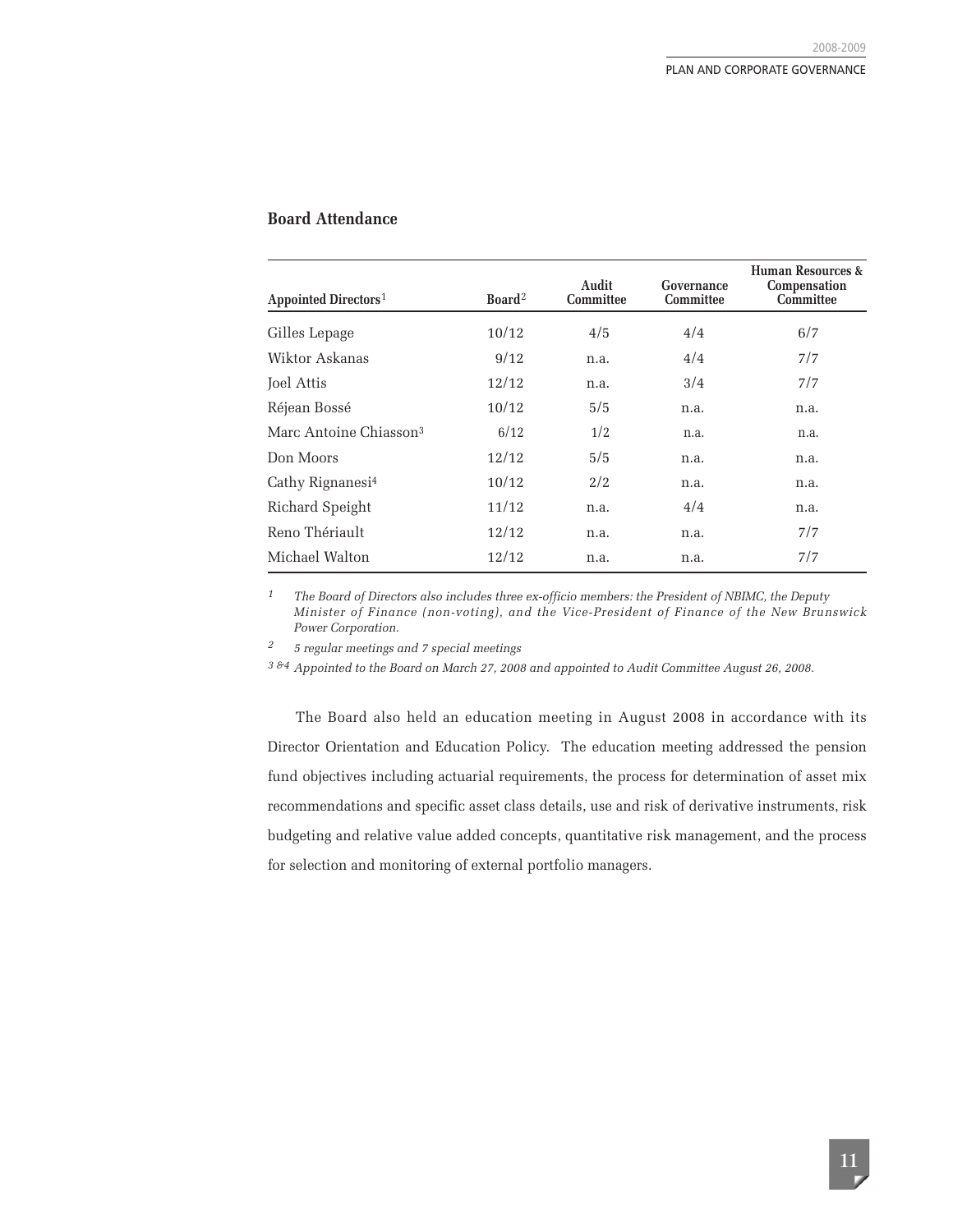## Board Attendance

| Appointed Directors[1] | Board[2] | Audit Committee | Governance Committee | Human Resources & Compensation Committee |
|---|---|---|---|---|
| Gilles Lepage | 10/12 | 4/5 | 4/4 | 6/7 |
| Wiktor Askanas | 9/12 | n.a. | 4/4 | 7/7 |
| Joel Attis | 12/12 | n.a. | 3/4 | 7/7 |
| Réjean Bossé | 10/12 | 5/5 | n.a. | n.a. |
| Marc Antoine Chiasson[3] | 6/12 | 1/2 | n.a. | n.a. |
| Don Moors | 12/12 | 5/5 | n.a. | n.a. |
| Cathy Rignanesi[4] | 10/12 | 2/2 | n.a. | n.a. |
| Richard Speight | 11/12 | n.a. | 4/4 | n.a. |
| Reno Thériault | 12/12 | n.a. | n.a. | 7/7 |
| Michael Walton | 12/12 | n.a. | n.a. | 7/7 |

[1] *The Board of Directors also includes three ex-officio members: the President of NBIMC, the Deputy Minister of Finance (non-voting), and the Vice-President of Finance of the New Brunswick Power Corporation.*

[2] *5 regular meetings and 7 special meetings*

[3 & 4] *Appointed to the Board on March 27, 2008 and appointed to Audit Committee August 26, 2008.*

The Board also held an education meeting in August 2008 in accordance with its Director Orientation and Education Policy. The education meeting addressed the pension fund objectives including actuarial requirements, the process for determination of asset mix recommendations and specific asset class details, use and risk of derivative instruments, risk budgeting and relative value added concepts, quantitative risk management, and the process for selection and monitoring of external portfolio managers.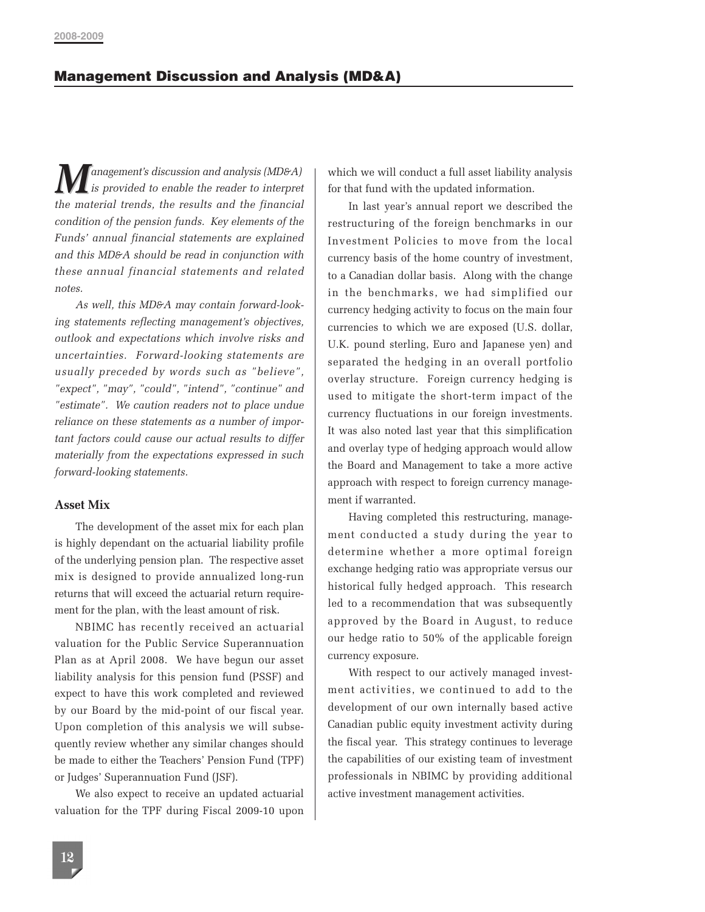## Management Discussion and Analysis (MD&A)

*Management's discussion and analysis (MD&A) is provided to enable the reader to interpret the material trends, the results and the financial condition of the pension funds. Key elements of the Funds' annual financial statements are explained and this MD&A should be read in conjunction with these annual financial statements and related notes.*

*As well, this MD&A may contain forward-looking statements reflecting management's objectives, outlook and expectations which involve risks and uncertainties. Forward-looking statements are usually preceded by words such as "believe", "expect", "may", "could", "intend", "continue" and "estimate". We caution readers not to place undue reliance on these statements as a number of important factors could cause our actual results to differ materially from the expectations expressed in such forward-looking statements.*

### Asset Mix

The development of the asset mix for each plan is highly dependant on the actuarial liability profile of the underlying pension plan. The respective asset mix is designed to provide annualized long-run returns that will exceed the actuarial return requirement for the plan, with the least amount of risk.

NBIMC has recently received an actuarial valuation for the Public Service Superannuation Plan as at April 2008. We have begun our asset liability analysis for this pension fund (PSSF) and expect to have this work completed and reviewed by our Board by the mid-point of our fiscal year. Upon completion of this analysis we will subsequently review whether any similar changes should be made to either the Teachers' Pension Fund (TPF) or Judges' Superannuation Fund (JSF).

We also expect to receive an updated actuarial valuation for the TPF during Fiscal 2009-10 upon which we will conduct a full asset liability analysis for that fund with the updated information.

In last year's annual report we described the restructuring of the foreign benchmarks in our Investment Policies to move from the local currency basis of the home country of investment, to a Canadian dollar basis. Along with the change in the benchmarks, we had simplified our currency hedging activity to focus on the main four currencies to which we are exposed (U.S. dollar, U.K. pound sterling, Euro and Japanese yen) and separated the hedging in an overall portfolio overlay structure. Foreign currency hedging is used to mitigate the short-term impact of the currency fluctuations in our foreign investments. It was also noted last year that this simplification and overlay type of hedging approach would allow the Board and Management to take a more active approach with respect to foreign currency management if warranted.

Having completed this restructuring, management conducted a study during the year to determine whether a more optimal foreign exchange hedging ratio was appropriate versus our historical fully hedged approach. This research led to a recommendation that was subsequently approved by the Board in August, to reduce our hedge ratio to 50% of the applicable foreign currency exposure.

With respect to our actively managed investment activities, we continued to add to the development of our own internally based active Canadian public equity investment activity during the fiscal year. This strategy continues to leverage the capabilities of our existing team of investment professionals in NBIMC by providing additional active investment management activities.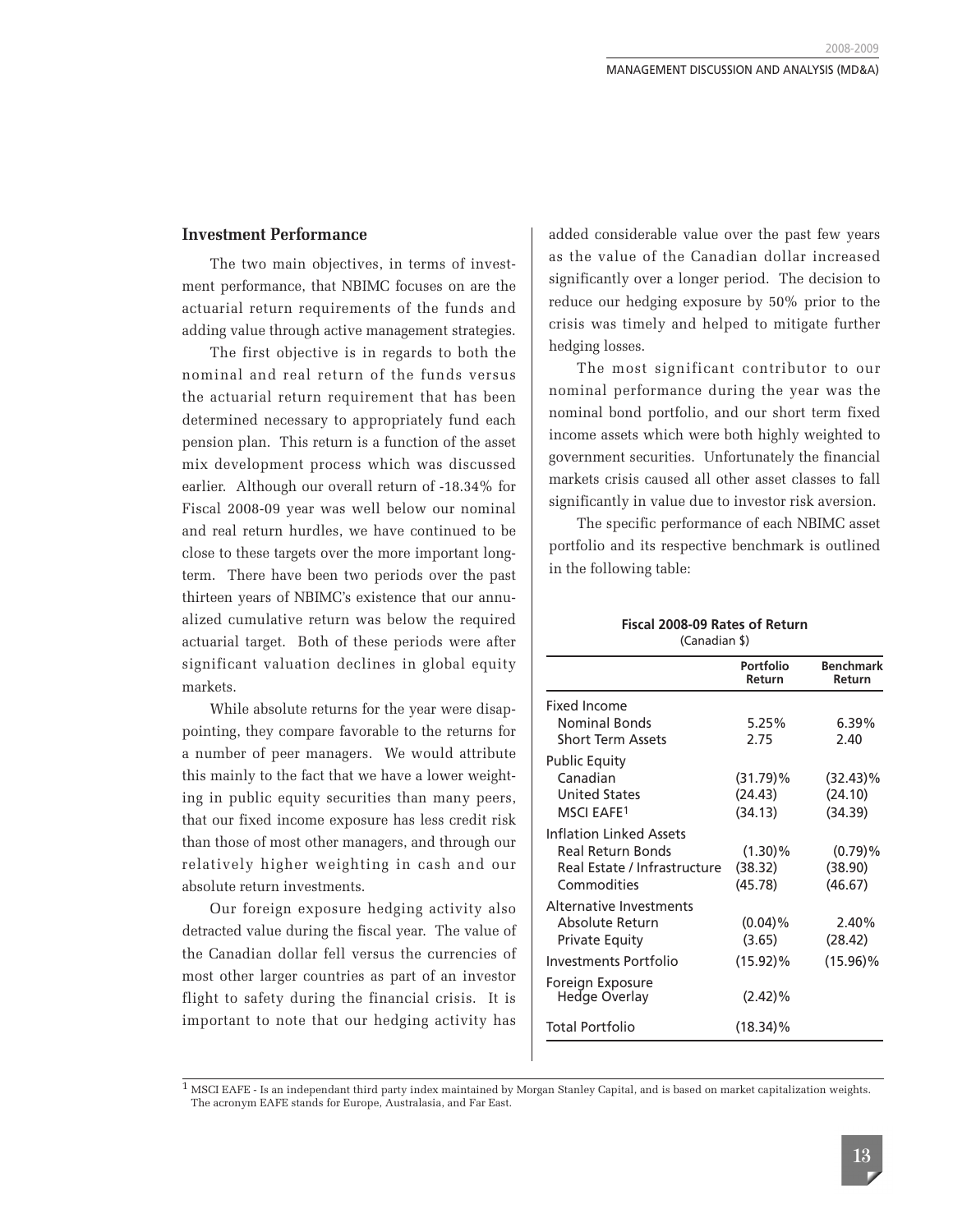## Investment Performance

The two main objectives, in terms of investment performance, that NBIMC focuses on are the actuarial return requirements of the funds and adding value through active management strategies.

The first objective is in regards to both the nominal and real return of the funds versus the actuarial return requirement that has been determined necessary to appropriately fund each pension plan. This return is a function of the asset mix development process which was discussed earlier. Although our overall return of -18.34% for Fiscal 2008-09 year was well below our nominal and real return hurdles, we have continued to be close to these targets over the more important long-term. There have been two periods over the past thirteen years of NBIMC's existence that our annualized cumulative return was below the required actuarial target. Both of these periods were after significant valuation declines in global equity markets.

While absolute returns for the year were disappointing, they compare favorable to the returns for a number of peer managers. We would attribute this mainly to the fact that we have a lower weighting in public equity securities than many peers, that our fixed income exposure has less credit risk than those of most other managers, and through our relatively higher weighting in cash and our absolute return investments.

Our foreign exposure hedging activity also detracted value during the fiscal year. The value of the Canadian dollar fell versus the currencies of most other larger countries as part of an investor flight to safety during the financial crisis. It is important to note that our hedging activity has added considerable value over the past few years as the value of the Canadian dollar increased significantly over a longer period. The decision to reduce our hedging exposure by 50% prior to the crisis was timely and helped to mitigate further hedging losses.

The most significant contributor to our nominal performance during the year was the nominal bond portfolio, and our short term fixed income assets which were both highly weighted to government securities. Unfortunately the financial markets crisis caused all other asset classes to fall significantly in value due to investor risk aversion.

The specific performance of each NBIMC asset portfolio and its respective benchmark is outlined in the following table:

**Fiscal 2008-09 Rates of Return**
(Canadian $)

| | Portfolio Return | Benchmark Return |
|---|---|---|
| Fixed Income | | |
| Nominal Bonds | 5.25% | 6.39% |
| Short Term Assets | 2.75 | 2.40 |
| Public Equity | | |
| Canadian | (31.79)% | (32.43)% |
| United States | (24.43) | (24.10) |
| MSCI EAFE[1] | (34.13) | (34.39) |
| Inflation Linked Assets | | |
| Real Return Bonds | (1.30)% | (0.79)% |
| Real Estate / Infrastructure | (38.32) | (38.90) |
| Commodities | (45.78) | (46.67) |
| Alternative Investments | | |
| Absolute Return | (0.04)% | 2.40% |
| Private Equity | (3.65) | (28.42) |
| Investments Portfolio | (15.92)% | (15.96)% |
| Foreign Exposure Hedge Overlay | (2.42)% | |
| Total Portfolio | (18.34)% | |

[1] MSCI EAFE - Is an independant third party index maintained by Morgan Stanley Capital, and is based on market capitalization weights. The acronym EAFE stands for Europe, Australasia, and Far East.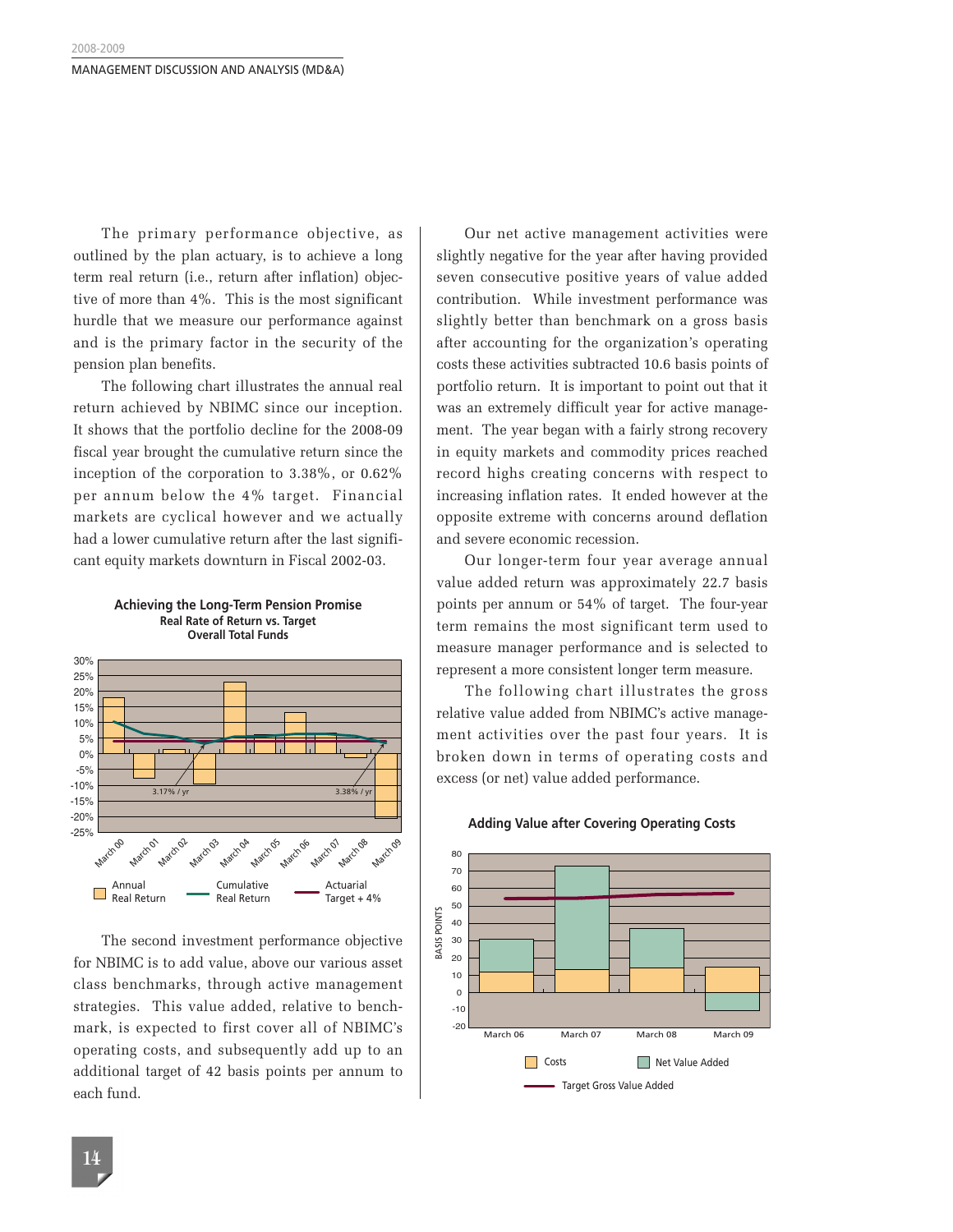The primary performance objective, as outlined by the plan actuary, is to achieve a long term real return (i.e., return after inflation) objective of more than 4%. This is the most significant hurdle that we measure our performance against and is the primary factor in the security of the pension plan benefits.

The following chart illustrates the annual real return achieved by NBIMC since our inception. It shows that the portfolio decline for the 2008-09 fiscal year brought the cumulative return since the inception of the corporation to 3.38%, or 0.62% per annum below the 4% target. Financial markets are cyclical however and we actually had a lower cumulative return after the last significant equity markets downturn in Fiscal 2002-03.

**Achieving the Long-Term Pension Promise**
**Real Rate of Return vs. Target**
**Overall Total Funds**

30%
25%
20%
15%
10%
5%
0%
-5%
-10%
-15%
-20%
-25%

3.17% / yr
3.38% / yr

March 00
March 01
March 02
March 03
March 04
March 05
March 06
March 07
March 08
March 09

Annual Real Return
Cumulative Real Return
Actuarial Target + 4%

The second investment performance objective for NBIMC is to add value, above our various asset class benchmarks, through active management strategies. This value added, relative to benchmark, is expected to first cover all of NBIMC's operating costs, and subsequently add up to an additional target of 42 basis points per annum to each fund.

Our net active management activities were slightly negative for the year after having provided seven consecutive positive years of value added contribution. While investment performance was slightly better than benchmark on a gross basis after accounting for the organization's operating costs these activities subtracted 10.6 basis points of portfolio return. It is important to point out that it was an extremely difficult year for active management. The year began with a fairly strong recovery in equity markets and commodity prices reached record highs creating concerns with respect to increasing inflation rates. It ended however at the opposite extreme with concerns around deflation and severe economic recession.

Our longer-term four year average annual value added return was approximately 22.7 basis points per annum or 54% of target. The four-year term remains the most significant term used to measure manager performance and is selected to represent a more consistent longer term measure.

The following chart illustrates the gross relative value added from NBIMC's active management activities over the past four years. It is broken down in terms of operating costs and excess (or net) value added performance.

**Adding Value after Covering Operating Costs**

BASIS POINTS

80
70
60
50
40
30
20
10
0
-10
-20

March 06
March 07
March 08
March 09

Costs
Net Value Added
Target Gross Value Added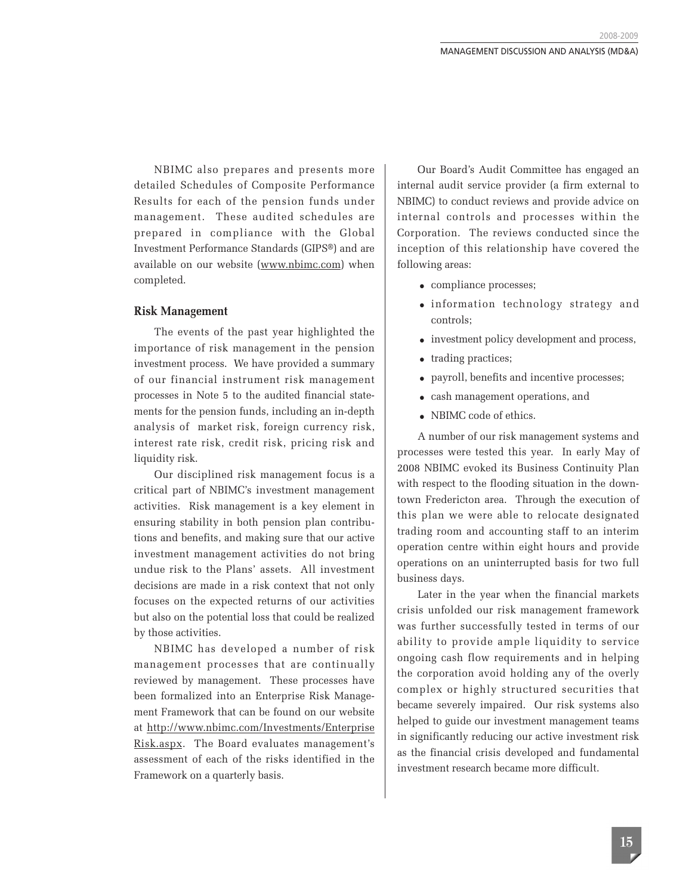NBIMC also prepares and presents more detailed Schedules of Composite Performance Results for each of the pension funds under management. These audited schedules are prepared in compliance with the Global Investment Performance Standards (GIPS®) and are available on our website (www.nbimc.com) when completed.

### Risk Management

The events of the past year highlighted the importance of risk management in the pension investment process. We have provided a summary of our financial instrument risk management processes in Note 5 to the audited financial statements for the pension funds, including an in-depth analysis of market risk, foreign currency risk, interest rate risk, credit risk, pricing risk and liquidity risk.

Our disciplined risk management focus is a critical part of NBIMC's investment management activities. Risk management is a key element in ensuring stability in both pension plan contributions and benefits, and making sure that our active investment management activities do not bring undue risk to the Plans' assets. All investment decisions are made in a risk context that not only focuses on the expected returns of our activities but also on the potential loss that could be realized by those activities.

NBIMC has developed a number of risk management processes that are continually reviewed by management. These processes have been formalized into an Enterprise Risk Management Framework that can be found on our website at http://www.nbimc.com/Investments/EnterpriseRisk.aspx. The Board evaluates management's assessment of each of the risks identified in the Framework on a quarterly basis.

Our Board's Audit Committee has engaged an internal audit service provider (a firm external to NBIMC) to conduct reviews and provide advice on internal controls and processes within the Corporation. The reviews conducted since the inception of this relationship have covered the following areas:

- compliance processes;
- information technology strategy and controls;
- investment policy development and process,
- trading practices;
- payroll, benefits and incentive processes;
- cash management operations, and
- NBIMC code of ethics.

A number of our risk management systems and processes were tested this year. In early May of 2008 NBIMC evoked its Business Continuity Plan with respect to the flooding situation in the downtown Fredericton area. Through the execution of this plan we were able to relocate designated trading room and accounting staff to an interim operation centre within eight hours and provide operations on an uninterrupted basis for two full business days.

Later in the year when the financial markets crisis unfolded our risk management framework was further successfully tested in terms of our ability to provide ample liquidity to service ongoing cash flow requirements and in helping the corporation avoid holding any of the overly complex or highly structured securities that became severely impaired. Our risk systems also helped to guide our investment management teams in significantly reducing our active investment risk as the financial crisis developed and fundamental investment research became more difficult.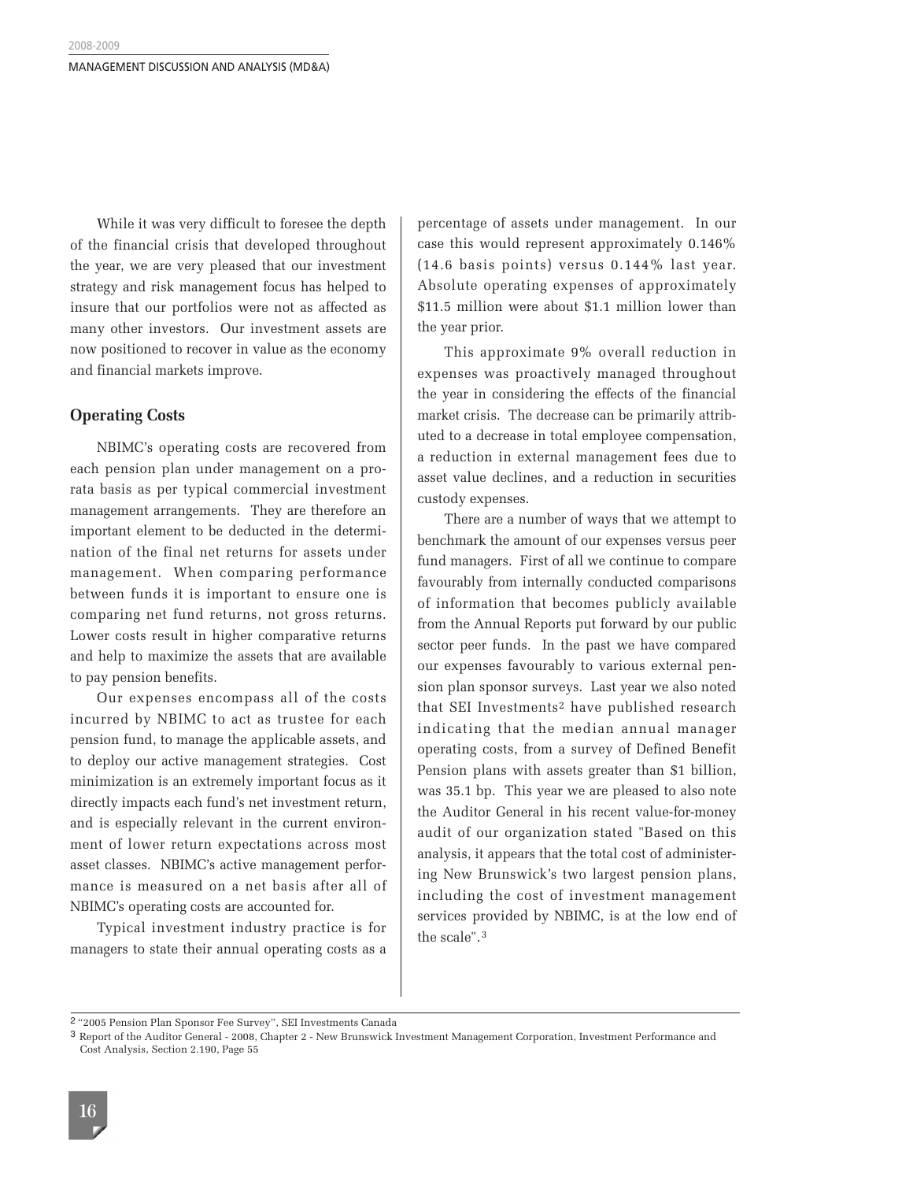While it was very difficult to foresee the depth of the financial crisis that developed throughout the year, we are very pleased that our investment strategy and risk management focus has helped to insure that our portfolios were not as affected as many other investors. Our investment assets are now positioned to recover in value as the economy and financial markets improve.

## Operating Costs

NBIMC's operating costs are recovered from each pension plan under management on a pro-rata basis as per typical commercial investment management arrangements. They are therefore an important element to be deducted in the determination of the final net returns for assets under management. When comparing performance between funds it is important to ensure one is comparing net fund returns, not gross returns. Lower costs result in higher comparative returns and help to maximize the assets that are available to pay pension benefits.

Our expenses encompass all of the costs incurred by NBIMC to act as trustee for each pension fund, to manage the applicable assets, and to deploy our active management strategies. Cost minimization is an extremely important focus as it directly impacts each fund's net investment return, and is especially relevant in the current environment of lower return expectations across most asset classes. NBIMC's active management performance is measured on a net basis after all of NBIMC's operating costs are accounted for.

Typical investment industry practice is for managers to state their annual operating costs as a percentage of assets under management. In our case this would represent approximately 0.146% (14.6 basis points) versus 0.144% last year. Absolute operating expenses of approximately $11.5 million were about $1.1 million lower than the year prior.

This approximate 9% overall reduction in expenses was proactively managed throughout the year in considering the effects of the financial market crisis. The decrease can be primarily attributed to a decrease in total employee compensation, a reduction in external management fees due to asset value declines, and a reduction in securities custody expenses.

There are a number of ways that we attempt to benchmark the amount of our expenses versus peer fund managers. First of all we continue to compare favourably from internally conducted comparisons of information that becomes publicly available from the Annual Reports put forward by our public sector peer funds. In the past we have compared our expenses favourably to various external pension plan sponsor surveys. Last year we also noted that SEI Investments[2] have published research indicating that the median annual manager operating costs, from a survey of Defined Benefit Pension plans with assets greater than $1 billion, was 35.1 bp. This year we are pleased to also note the Auditor General in his recent value-for-money audit of our organization stated "Based on this analysis, it appears that the total cost of administering New Brunswick's two largest pension plans, including the cost of investment management services provided by NBIMC, is at the low end of the scale".[3]

---

[2] "2005 Pension Plan Sponsor Fee Survey", SEI Investments Canada

[3] Report of the Auditor General - 2008, Chapter 2 - New Brunswick Investment Management Corporation, Investment Performance and Cost Analysis, Section 2.190, Page 55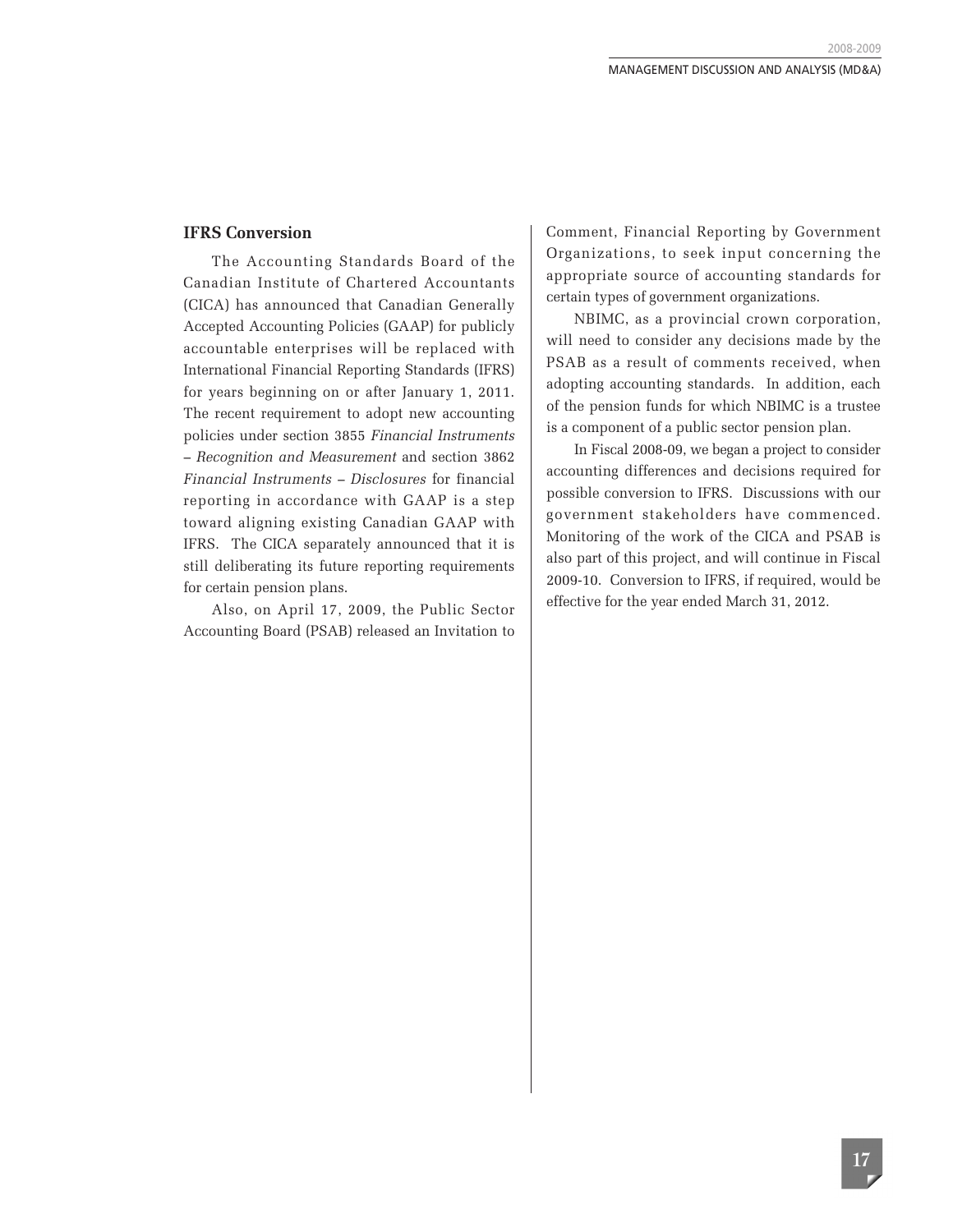## IFRS Conversion

The Accounting Standards Board of the Canadian Institute of Chartered Accountants (CICA) has announced that Canadian Generally Accepted Accounting Policies (GAAP) for publicly accountable enterprises will be replaced with International Financial Reporting Standards (IFRS) for years beginning on or after January 1, 2011. The recent requirement to adopt new accounting policies under section 3855 *Financial Instruments – Recognition and Measurement* and section 3862 *Financial Instruments – Disclosures* for financial reporting in accordance with GAAP is a step toward aligning existing Canadian GAAP with IFRS. The CICA separately announced that it is still deliberating its future reporting requirements for certain pension plans.

Also, on April 17, 2009, the Public Sector Accounting Board (PSAB) released an Invitation to Comment, Financial Reporting by Government Organizations, to seek input concerning the appropriate source of accounting standards for certain types of government organizations.

NBIMC, as a provincial crown corporation, will need to consider any decisions made by the PSAB as a result of comments received, when adopting accounting standards. In addition, each of the pension funds for which NBIMC is a trustee is a component of a public sector pension plan.

In Fiscal 2008-09, we began a project to consider accounting differences and decisions required for possible conversion to IFRS. Discussions with our government stakeholders have commenced. Monitoring of the work of the CICA and PSAB is also part of this project, and will continue in Fiscal 2009-10. Conversion to IFRS, if required, would be effective for the year ended March 31, 2012.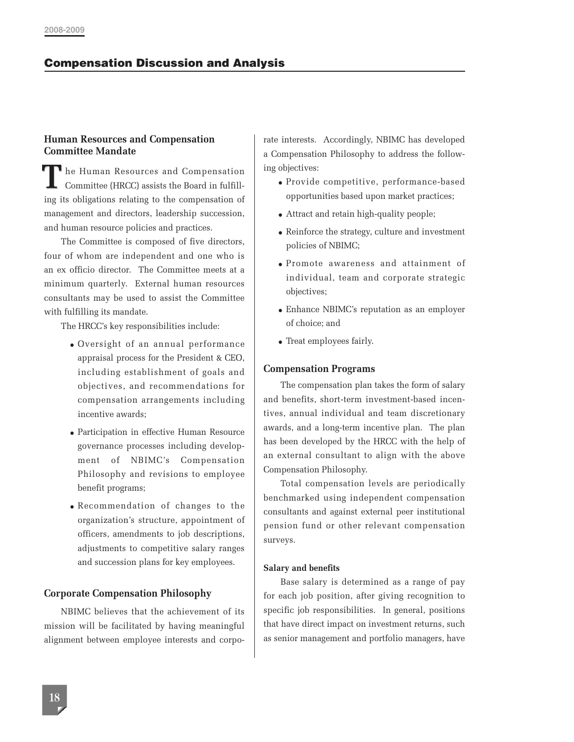## Compensation Discussion and Analysis

### Human Resources and Compensation Committee Mandate

The Human Resources and Compensation Committee (HRCC) assists the Board in fulfilling its obligations relating to the compensation of management and directors, leadership succession, and human resource policies and practices.

The Committee is composed of five directors, four of whom are independent and one who is an ex officio director. The Committee meets at a minimum quarterly. External human resources consultants may be used to assist the Committee with fulfilling its mandate.

The HRCC's key responsibilities include:

- Oversight of an annual performance appraisal process for the President & CEO, including establishment of goals and objectives, and recommendations for compensation arrangements including incentive awards;
- Participation in effective Human Resource governance processes including development of NBIMC's Compensation Philosophy and revisions to employee benefit programs;
- Recommendation of changes to the organization's structure, appointment of officers, amendments to job descriptions, adjustments to competitive salary ranges and succession plans for key employees.

### Corporate Compensation Philosophy

NBIMC believes that the achievement of its mission will be facilitated by having meaningful alignment between employee interests and corporate interests. Accordingly, NBIMC has developed a Compensation Philosophy to address the following objectives:

- Provide competitive, performance-based opportunities based upon market practices;
- Attract and retain high-quality people;
- Reinforce the strategy, culture and investment policies of NBIMC;
- Promote awareness and attainment of individual, team and corporate strategic objectives;
- Enhance NBIMC's reputation as an employer of choice; and
- Treat employees fairly.

### Compensation Programs

The compensation plan takes the form of salary and benefits, short-term investment-based incentives, annual individual and team discretionary awards, and a long-term incentive plan. The plan has been developed by the HRCC with the help of an external consultant to align with the above Compensation Philosophy.

Total compensation levels are periodically benchmarked using independent compensation consultants and against external peer institutional pension fund or other relevant compensation surveys.

#### Salary and benefits

Base salary is determined as a range of pay for each job position, after giving recognition to specific job responsibilities. In general, positions that have direct impact on investment returns, such as senior management and portfolio managers, have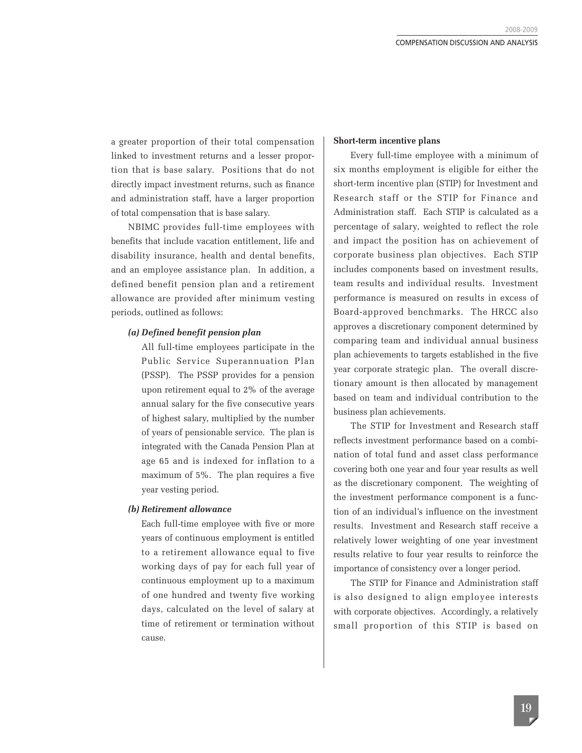a greater proportion of their total compensation linked to investment returns and a lesser proportion that is base salary. Positions that do not directly impact investment returns, such as finance and administration staff, have a larger proportion of total compensation that is base salary.

NBIMC provides full-time employees with benefits that include vacation entitlement, life and disability insurance, health and dental benefits, and an employee assistance plan. In addition, a defined benefit pension plan and a retirement allowance are provided after minimum vesting periods, outlined as follows:

***(a) Defined benefit pension plan***

All full-time employees participate in the Public Service Superannuation Plan (PSSP). The PSSP provides for a pension upon retirement equal to 2% of the average annual salary for the five consecutive years of highest salary, multiplied by the number of years of pensionable service. The plan is integrated with the Canada Pension Plan at age 65 and is indexed for inflation to a maximum of 5%. The plan requires a five year vesting period.

***(b) Retirement allowance***

Each full-time employee with five or more years of continuous employment is entitled to a retirement allowance equal to five working days of pay for each full year of continuous employment up to a maximum of one hundred and twenty five working days, calculated on the level of salary at time of retirement or termination without cause.

**Short-term incentive plans**

Every full-time employee with a minimum of six months employment is eligible for either the short-term incentive plan (STIP) for Investment and Research staff or the STIP for Finance and Administration staff. Each STIP is calculated as a percentage of salary, weighted to reflect the role and impact the position has on achievement of corporate business plan objectives. Each STIP includes components based on investment results, team results and individual results. Investment performance is measured on results in excess of Board-approved benchmarks. The HRCC also approves a discretionary component determined by comparing team and individual annual business plan achievements to targets established in the five year corporate strategic plan. The overall discretionary amount is then allocated by management based on team and individual contribution to the business plan achievements.

The STIP for Investment and Research staff reflects investment performance based on a combination of total fund and asset class performance covering both one year and four year results as well as the discretionary component. The weighting of the investment performance component is a function of an individual's influence on the investment results. Investment and Research staff receive a relatively lower weighting of one year investment results relative to four year results to reinforce the importance of consistency over a longer period.

The STIP for Finance and Administration staff is also designed to align employee interests with corporate objectives. Accordingly, a relatively small proportion of this STIP is based on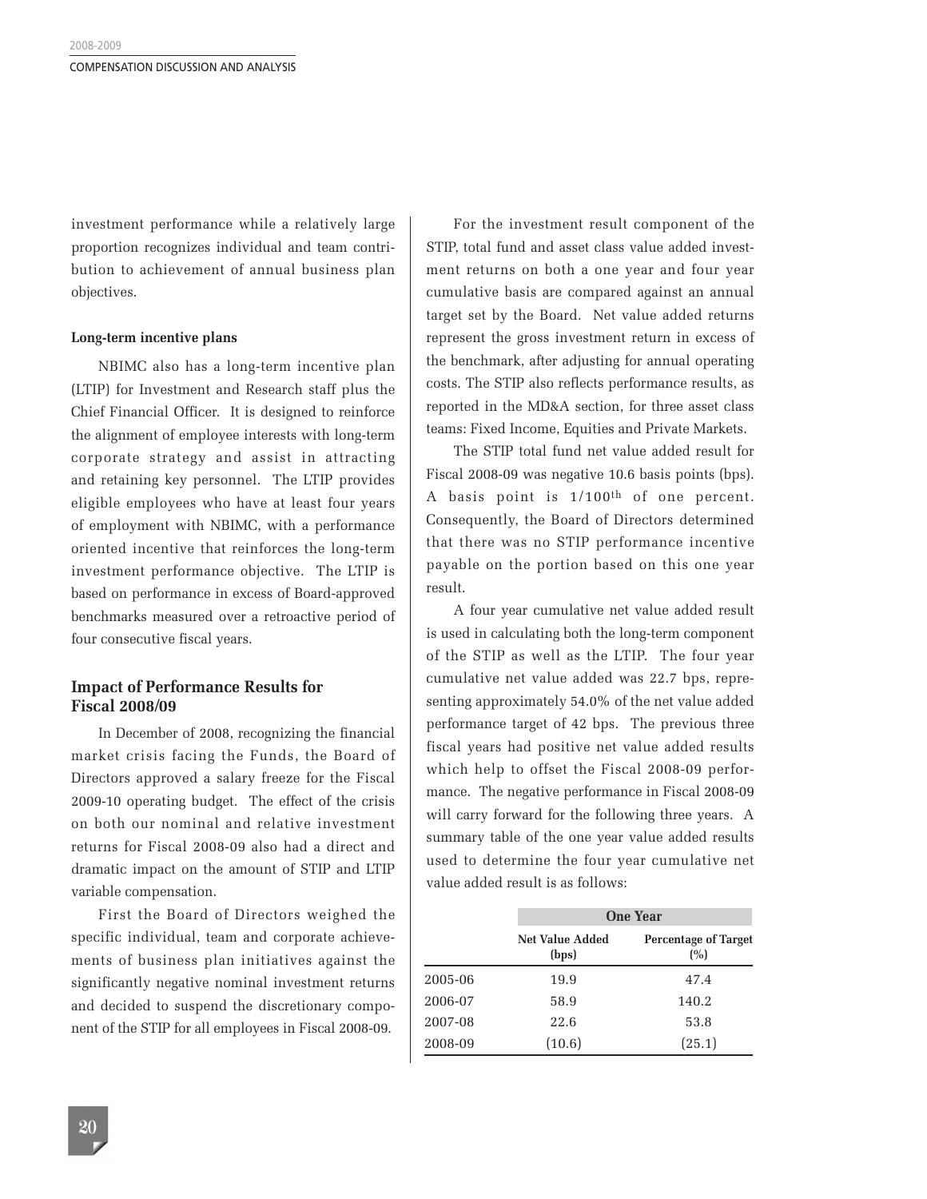investment performance while a relatively large proportion recognizes individual and team contribution to achievement of annual business plan objectives.

**Long-term incentive plans**

NBIMC also has a long-term incentive plan (LTIP) for Investment and Research staff plus the Chief Financial Officer. It is designed to reinforce the alignment of employee interests with long-term corporate strategy and assist in attracting and retaining key personnel. The LTIP provides eligible employees who have at least four years of employment with NBIMC, with a performance oriented incentive that reinforces the long-term investment performance objective. The LTIP is based on performance in excess of Board-approved benchmarks measured over a retroactive period of four consecutive fiscal years.

## Impact of Performance Results for Fiscal 2008/09

In December of 2008, recognizing the financial market crisis facing the Funds, the Board of Directors approved a salary freeze for the Fiscal 2009-10 operating budget. The effect of the crisis on both our nominal and relative investment returns for Fiscal 2008-09 also had a direct and dramatic impact on the amount of STIP and LTIP variable compensation.

First the Board of Directors weighed the specific individual, team and corporate achievements of business plan initiatives against the significantly negative nominal investment returns and decided to suspend the discretionary component of the STIP for all employees in Fiscal 2008-09.

For the investment result component of the STIP, total fund and asset class value added investment returns on both a one year and four year cumulative basis are compared against an annual target set by the Board. Net value added returns represent the gross investment return in excess of the benchmark, after adjusting for annual operating costs. The STIP also reflects performance results, as reported in the MD&A section, for three asset class teams: Fixed Income, Equities and Private Markets.

The STIP total fund net value added result for Fiscal 2008-09 was negative 10.6 basis points (bps). A basis point is 1/100th of one percent. Consequently, the Board of Directors determined that there was no STIP performance incentive payable on the portion based on this one year result.

A four year cumulative net value added result is used in calculating both the long-term component of the STIP as well as the LTIP. The four year cumulative net value added was 22.7 bps, representing approximately 54.0% of the net value added performance target of 42 bps. The previous three fiscal years had positive net value added results which help to offset the Fiscal 2008-09 performance. The negative performance in Fiscal 2008-09 will carry forward for the following three years. A summary table of the one year value added results used to determine the four year cumulative net value added result is as follows:

| | One Year | |
|---|---|---|
| | Net Value Added (bps) | Percentage of Target (%) |
| 2005-06 | 19.9 | 47.4 |
| 2006-07 | 58.9 | 140.2 |
| 2007-08 | 22.6 | 53.8 |
| 2008-09 | (10.6) | (25.1) |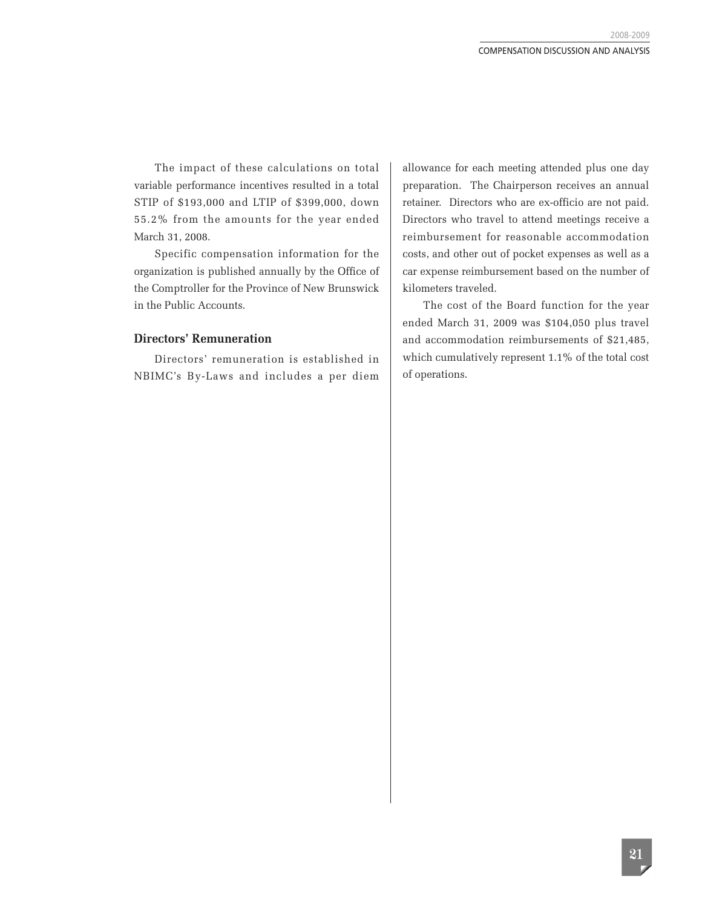The impact of these calculations on total variable performance incentives resulted in a total STIP of $193,000 and LTIP of $399,000, down 55.2% from the amounts for the year ended March 31, 2008.

Specific compensation information for the organization is published annually by the Office of the Comptroller for the Province of New Brunswick in the Public Accounts.

### Directors' Remuneration

Directors' remuneration is established in NBIMC's By-Laws and includes a per diem allowance for each meeting attended plus one day preparation. The Chairperson receives an annual retainer. Directors who are ex-officio are not paid. Directors who travel to attend meetings receive a reimbursement for reasonable accommodation costs, and other out of pocket expenses as well as a car expense reimbursement based on the number of kilometers traveled.

The cost of the Board function for the year ended March 31, 2009 was $104,050 plus travel and accommodation reimbursements of $21,485, which cumulatively represent 1.1% of the total cost of operations.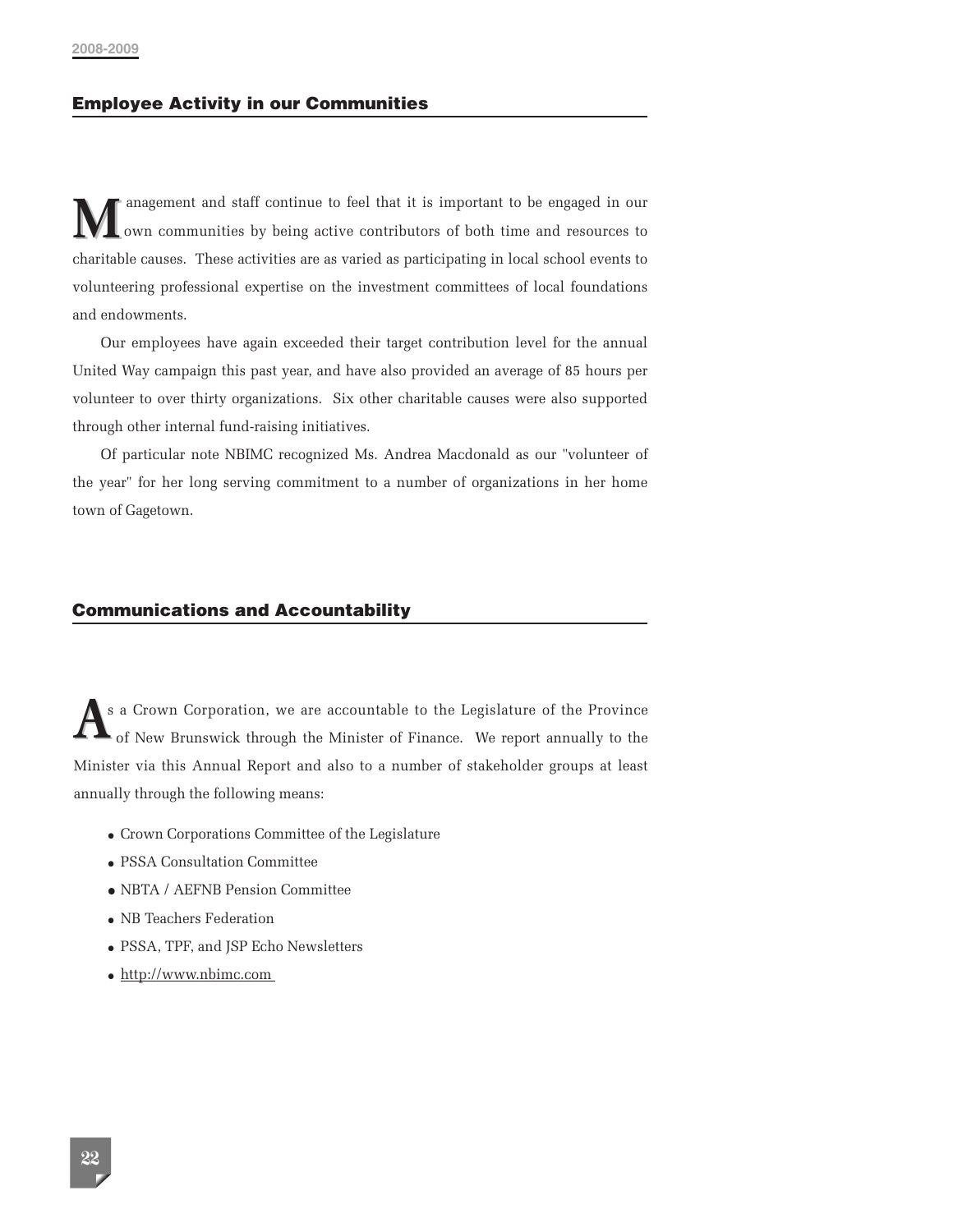## Employee Activity in our Communities

Management and staff continue to feel that it is important to be engaged in our own communities by being active contributors of both time and resources to charitable causes. These activities are as varied as participating in local school events to volunteering professional expertise on the investment committees of local foundations and endowments.

Our employees have again exceeded their target contribution level for the annual United Way campaign this past year, and have also provided an average of 85 hours per volunteer to over thirty organizations. Six other charitable causes were also supported through other internal fund-raising initiatives.

Of particular note NBIMC recognized Ms. Andrea Macdonald as our "volunteer of the year" for her long serving commitment to a number of organizations in her home town of Gagetown.

## Communications and Accountability

As a Crown Corporation, we are accountable to the Legislature of the Province of New Brunswick through the Minister of Finance. We report annually to the Minister via this Annual Report and also to a number of stakeholder groups at least annually through the following means:

- Crown Corporations Committee of the Legislature
- PSSA Consultation Committee
- NBTA / AEFNB Pension Committee
- NB Teachers Federation
- PSSA, TPF, and JSP Echo Newsletters
- http://www.nbimc.com